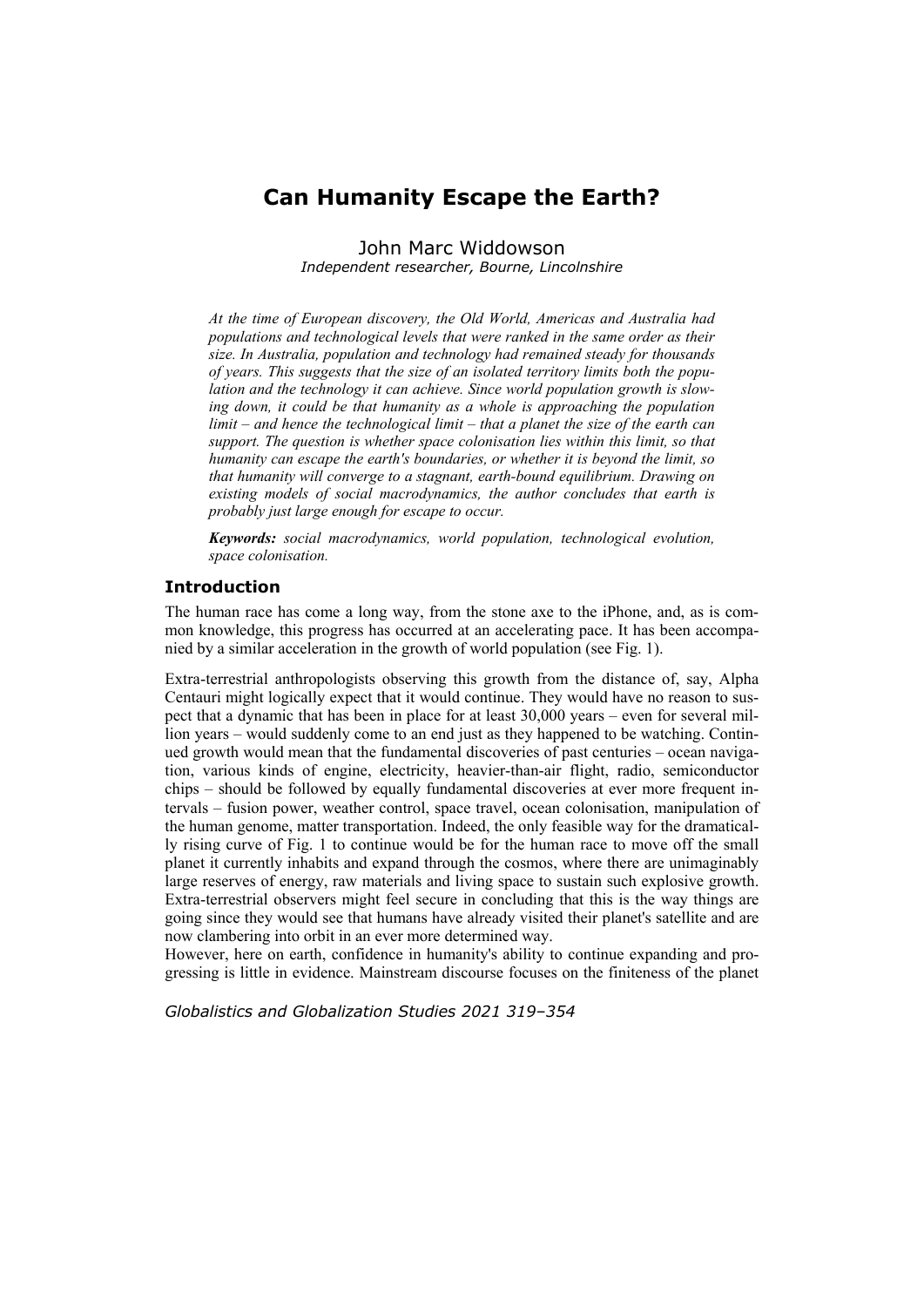# Can Humanity Escape the Earth?

John Marc Widdowson
*Independent researcher, Bourne, Lincolnshire*

*At the time of European discovery, the Old World, Americas and Australia had populations and technological levels that were ranked in the same order as their size. In Australia, population and technology had remained steady for thousands of years. This suggests that the size of an isolated territory limits both the population and the technology it can achieve. Since world population growth is slowing down, it could be that humanity as a whole is approaching the population limit – and hence the technological limit – that a planet the size of the earth can support. The question is whether space colonisation lies within this limit, so that humanity can escape the earth's boundaries, or whether it is beyond the limit, so that humanity will converge to a stagnant, earth-bound equilibrium. Drawing on existing models of social macrodynamics, the author concludes that earth is probably just large enough for escape to occur.*

***Keywords:*** *social macrodynamics, world population, technological evolution, space colonisation.*

## Introduction

The human race has come a long way, from the stone axe to the iPhone, and, as is common knowledge, this progress has occurred at an accelerating pace. It has been accompanied by a similar acceleration in the growth of world population (see Fig. 1).

Extra-terrestrial anthropologists observing this growth from the distance of, say, Alpha Centauri might logically expect that it would continue. They would have no reason to suspect that a dynamic that has been in place for at least 30,000 years – even for several million years – would suddenly come to an end just as they happened to be watching. Continued growth would mean that the fundamental discoveries of past centuries – ocean navigation, various kinds of engine, electricity, heavier-than-air flight, radio, semiconductor chips – should be followed by equally fundamental discoveries at ever more frequent intervals – fusion power, weather control, space travel, ocean colonisation, manipulation of the human genome, matter transportation. Indeed, the only feasible way for the dramatically rising curve of Fig. 1 to continue would be for the human race to move off the small planet it currently inhabits and expand through the cosmos, where there are unimaginably large reserves of energy, raw materials and living space to sustain such explosive growth. Extra-terrestrial observers might feel secure in concluding that this is the way things are going since they would see that humans have already visited their planet's satellite and are now clambering into orbit in an ever more determined way.

However, here on earth, confidence in humanity's ability to continue expanding and progressing is little in evidence. Mainstream discourse focuses on the finiteness of the planet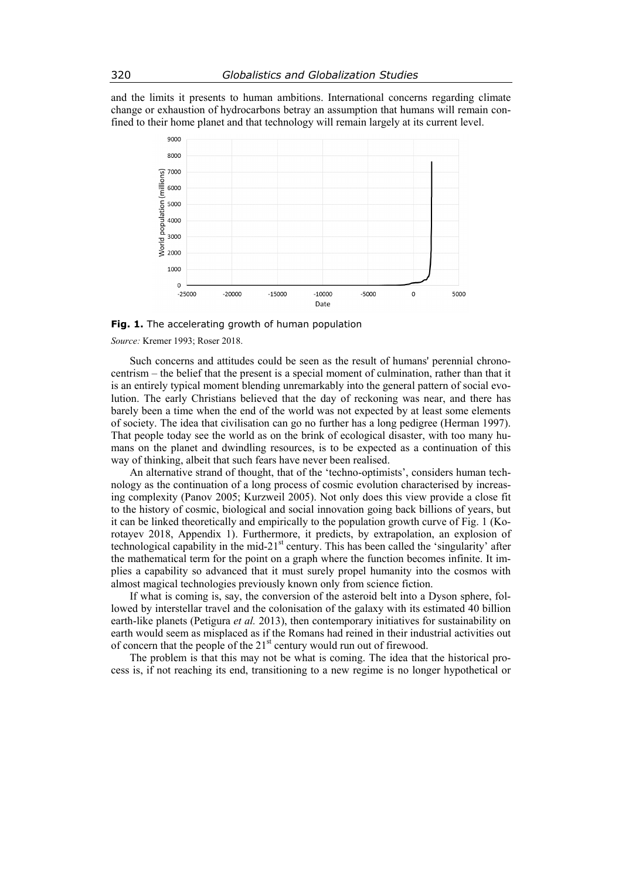and the limits it presents to human ambitions. International concerns regarding climate change or exhaustion of hydrocarbons betray an assumption that humans will remain confined to their home planet and that technology will remain largely at its current level.

**Fig. 1.** The accelerating growth of human population

*Source:* Kremer 1993; Roser 2018.

Such concerns and attitudes could be seen as the result of humans' perennial chronocentrism – the belief that the present is a special moment of culmination, rather than that it is an entirely typical moment blending unremarkably into the general pattern of social evolution. The early Christians believed that the day of reckoning was near, and there has barely been a time when the end of the world was not expected by at least some elements of society. The idea that civilisation can go no further has a long pedigree (Herman 1997). That people today see the world as on the brink of ecological disaster, with too many humans on the planet and dwindling resources, is to be expected as a continuation of this way of thinking, albeit that such fears have never been realised.

An alternative strand of thought, that of the 'techno-optimists', considers human technology as the continuation of a long process of cosmic evolution characterised by increasing complexity (Panov 2005; Kurzweil 2005). Not only does this view provide a close fit to the history of cosmic, biological and social innovation going back billions of years, but it can be linked theoretically and empirically to the population growth curve of Fig. 1 (Korotayev 2018, Appendix 1). Furthermore, it predicts, by extrapolation, an explosion of technological capability in the mid-21st century. This has been called the 'singularity' after the mathematical term for the point on a graph where the function becomes infinite. It implies a capability so advanced that it must surely propel humanity into the cosmos with almost magical technologies previously known only from science fiction.

If what is coming is, say, the conversion of the asteroid belt into a Dyson sphere, followed by interstellar travel and the colonisation of the galaxy with its estimated 40 billion earth-like planets (Petigura *et al.* 2013), then contemporary initiatives for sustainability on earth would seem as misplaced as if the Romans had reined in their industrial activities out of concern that the people of the 21st century would run out of firewood.

The problem is that this may not be what is coming. The idea that the historical process is, if not reaching its end, transitioning to a new regime is no longer hypothetical or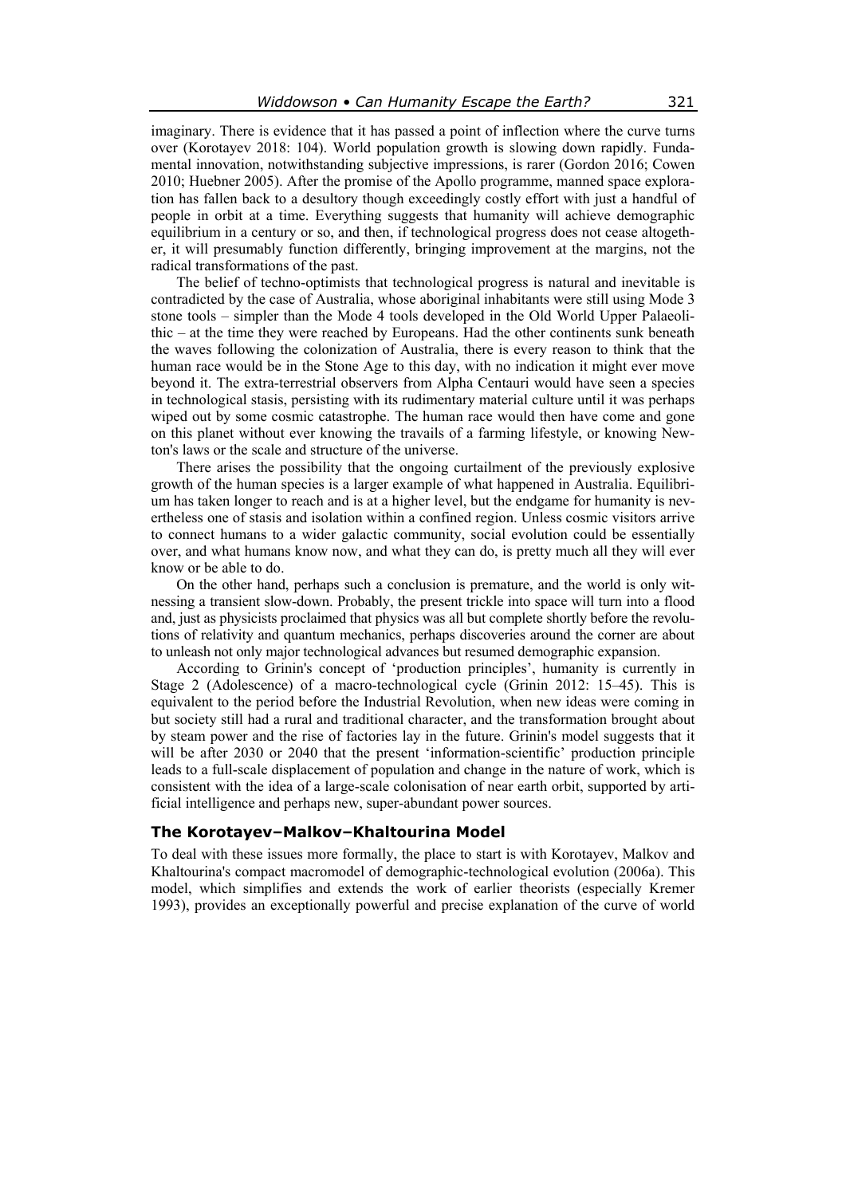imaginary. There is evidence that it has passed a point of inflection where the curve turns over (Korotayev 2018: 104). World population growth is slowing down rapidly. Fundamental innovation, notwithstanding subjective impressions, is rarer (Gordon 2016; Cowen 2010; Huebner 2005). After the promise of the Apollo programme, manned space exploration has fallen back to a desultory though exceedingly costly effort with just a handful of people in orbit at a time. Everything suggests that humanity will achieve demographic equilibrium in a century or so, and then, if technological progress does not cease altogether, it will presumably function differently, bringing improvement at the margins, not the radical transformations of the past.

The belief of techno-optimists that technological progress is natural and inevitable is contradicted by the case of Australia, whose aboriginal inhabitants were still using Mode 3 stone tools – simpler than the Mode 4 tools developed in the Old World Upper Palaeolithic – at the time they were reached by Europeans. Had the other continents sunk beneath the waves following the colonization of Australia, there is every reason to think that the human race would be in the Stone Age to this day, with no indication it might ever move beyond it. The extra-terrestrial observers from Alpha Centauri would have seen a species in technological stasis, persisting with its rudimentary material culture until it was perhaps wiped out by some cosmic catastrophe. The human race would then have come and gone on this planet without ever knowing the travails of a farming lifestyle, or knowing Newton's laws or the scale and structure of the universe.

There arises the possibility that the ongoing curtailment of the previously explosive growth of the human species is a larger example of what happened in Australia. Equilibrium has taken longer to reach and is at a higher level, but the endgame for humanity is nevertheless one of stasis and isolation within a confined region. Unless cosmic visitors arrive to connect humans to a wider galactic community, social evolution could be essentially over, and what humans know now, and what they can do, is pretty much all they will ever know or be able to do.

On the other hand, perhaps such a conclusion is premature, and the world is only witnessing a transient slow-down. Probably, the present trickle into space will turn into a flood and, just as physicists proclaimed that physics was all but complete shortly before the revolutions of relativity and quantum mechanics, perhaps discoveries around the corner are about to unleash not only major technological advances but resumed demographic expansion.

According to Grinin's concept of 'production principles', humanity is currently in Stage 2 (Adolescence) of a macro-technological cycle (Grinin 2012: 15–45). This is equivalent to the period before the Industrial Revolution, when new ideas were coming in but society still had a rural and traditional character, and the transformation brought about by steam power and the rise of factories lay in the future. Grinin's model suggests that it will be after 2030 or 2040 that the present 'information-scientific' production principle leads to a full-scale displacement of population and change in the nature of work, which is consistent with the idea of a large-scale colonisation of near earth orbit, supported by artificial intelligence and perhaps new, super-abundant power sources.

## The Korotayev–Malkov–Khaltourina Model

To deal with these issues more formally, the place to start is with Korotayev, Malkov and Khaltourina's compact macromodel of demographic-technological evolution (2006a). This model, which simplifies and extends the work of earlier theorists (especially Kremer 1993), provides an exceptionally powerful and precise explanation of the curve of world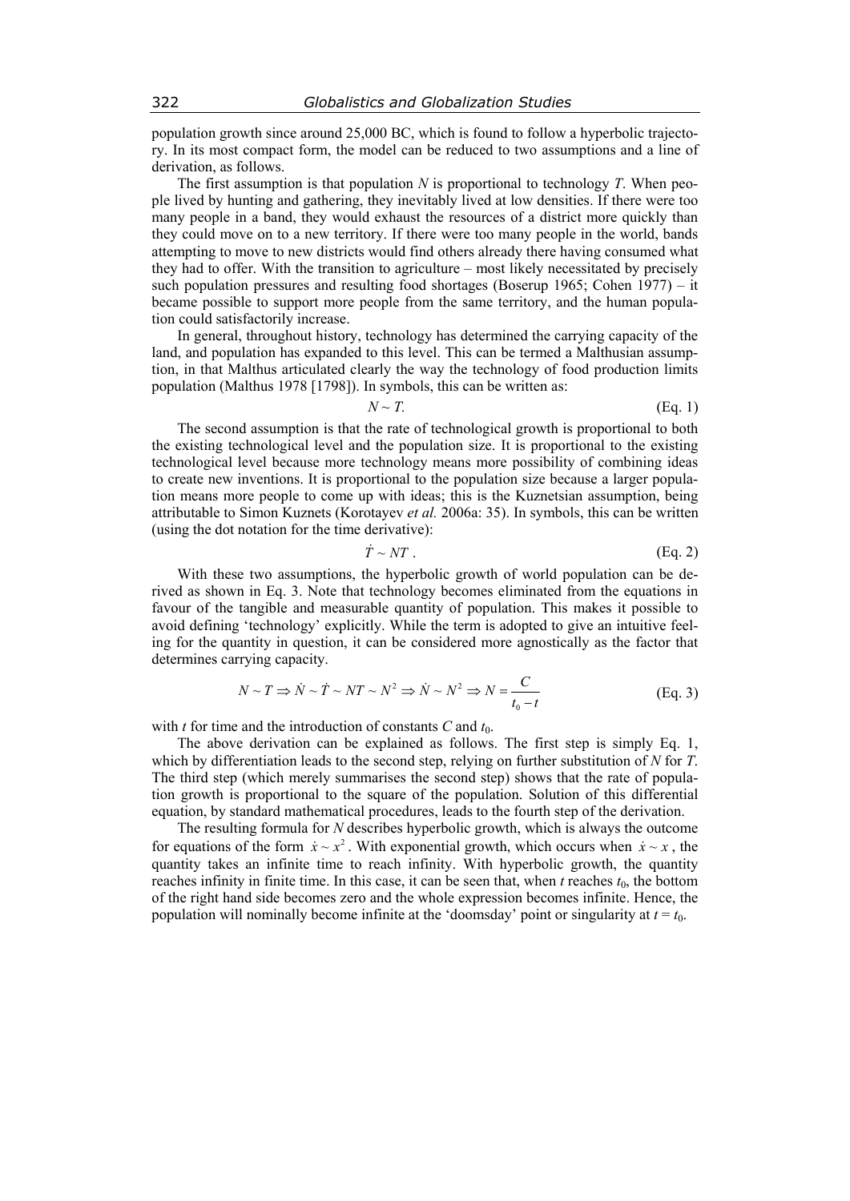population growth since around 25,000 BC, which is found to follow a hyperbolic trajectory. In its most compact form, the model can be reduced to two assumptions and a line of derivation, as follows.

The first assumption is that population $N$ is proportional to technology $T$. When people lived by hunting and gathering, they inevitably lived at low densities. If there were too many people in a band, they would exhaust the resources of a district more quickly than they could move on to a new territory. If there were too many people in the world, bands attempting to move to new districts would find others already there having consumed what they had to offer. With the transition to agriculture – most likely necessitated by precisely such population pressures and resulting food shortages (Boserup 1965; Cohen 1977) – it became possible to support more people from the same territory, and the human population could satisfactorily increase.

In general, throughout history, technology has determined the carrying capacity of the land, and population has expanded to this level. This can be termed a Malthusian assumption, in that Malthus articulated clearly the way the technology of food production limits population (Malthus 1978 [1798]). In symbols, this can be written as:

$$N \sim T. \tag{Eq. 1}$$

The second assumption is that the rate of technological growth is proportional to both the existing technological level and the population size. It is proportional to the existing technological level because more technology means more possibility of combining ideas to create new inventions. It is proportional to the population size because a larger population means more people to come up with ideas; this is the Kuznetsian assumption, being attributable to Simon Kuznets (Korotayev *et al.* 2006a: 35). In symbols, this can be written (using the dot notation for the time derivative):

$$\dot{T} \sim NT. \tag{Eq. 2}$$

With these two assumptions, the hyperbolic growth of world population can be derived as shown in Eq. 3. Note that technology becomes eliminated from the equations in favour of the tangible and measurable quantity of population. This makes it possible to avoid defining 'technology' explicitly. While the term is adopted to give an intuitive feeling for the quantity in question, it can be considered more agnostically as the factor that determines carrying capacity.

$$N \sim T \Rightarrow \dot{N} \sim \dot{T} \sim NT \sim N^2 \Rightarrow \dot{N} \sim N^2 \Rightarrow N = \frac{C}{t_0 - t} \tag{Eq. 3}$$

with $t$ for time and the introduction of constants $C$ and $t_0$.

The above derivation can be explained as follows. The first step is simply Eq. 1, which by differentiation leads to the second step, relying on further substitution of $N$ for $T$. The third step (which merely summarises the second step) shows that the rate of population growth is proportional to the square of the population. Solution of this differential equation, by standard mathematical procedures, leads to the fourth step of the derivation.

The resulting formula for $N$ describes hyperbolic growth, which is always the outcome for equations of the form $\dot{x} \sim x^2$. With exponential growth, which occurs when $\dot{x} \sim x$, the quantity takes an infinite time to reach infinity. With hyperbolic growth, the quantity reaches infinity in finite time. In this case, it can be seen that, when $t$ reaches $t_0$, the bottom of the right hand side becomes zero and the whole expression becomes infinite. Hence, the population will nominally become infinite at the 'doomsday' point or singularity at $t = t_0$.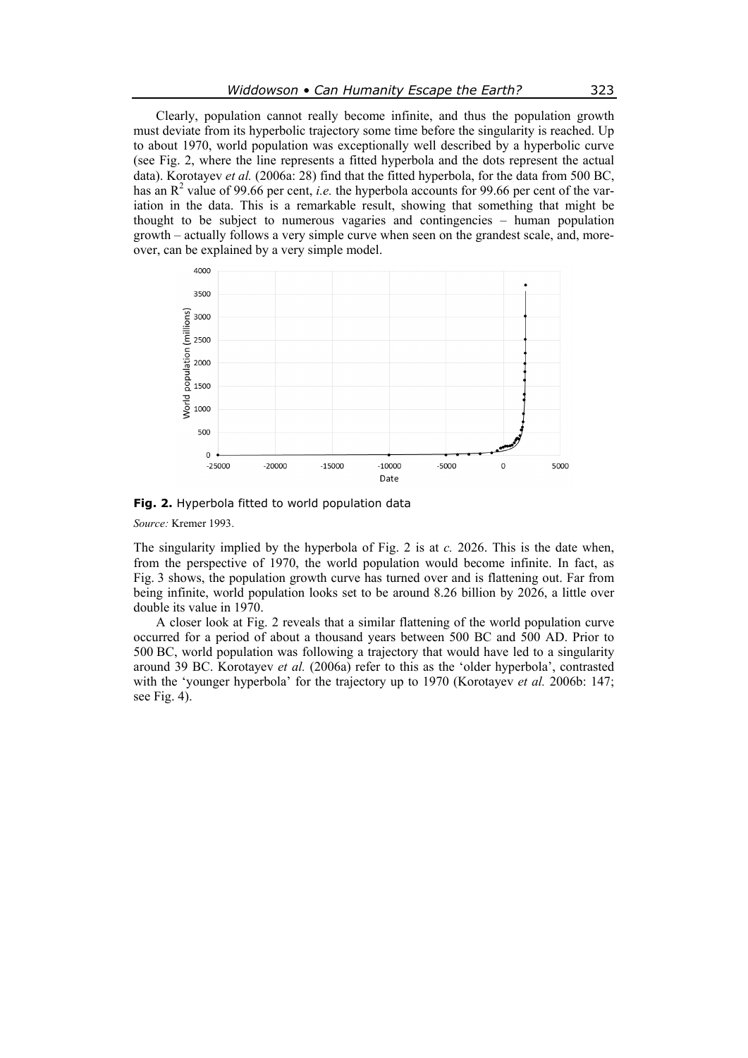Clearly, population cannot really become infinite, and thus the population growth must deviate from its hyperbolic trajectory some time before the singularity is reached. Up to about 1970, world population was exceptionally well described by a hyperbolic curve (see Fig. 2, where the line represents a fitted hyperbola and the dots represent the actual data). Korotayev *et al.* (2006a: 28) find that the fitted hyperbola, for the data from 500 BC, has an $R^2$ value of 99.66 per cent, *i.e.* the hyperbola accounts for 99.66 per cent of the variation in the data. This is a remarkable result, showing that something that might be thought to be subject to numerous vagaries and contingencies – human population growth – actually follows a very simple curve when seen on the grandest scale, and, moreover, can be explained by a very simple model.

**Fig. 2.** Hyperbola fitted to world population data

*Source:* Kremer 1993.

The singularity implied by the hyperbola of Fig. 2 is at *c.* 2026. This is the date when, from the perspective of 1970, the world population would become infinite. In fact, as Fig. 3 shows, the population growth curve has turned over and is flattening out. Far from being infinite, world population looks set to be around 8.26 billion by 2026, a little over double its value in 1970.

A closer look at Fig. 2 reveals that a similar flattening of the world population curve occurred for a period of about a thousand years between 500 BC and 500 AD. Prior to 500 BC, world population was following a trajectory that would have led to a singularity around 39 BC. Korotayev *et al.* (2006a) refer to this as the 'older hyperbola', contrasted with the 'younger hyperbola' for the trajectory up to 1970 (Korotayev *et al.* 2006b: 147; see Fig. 4).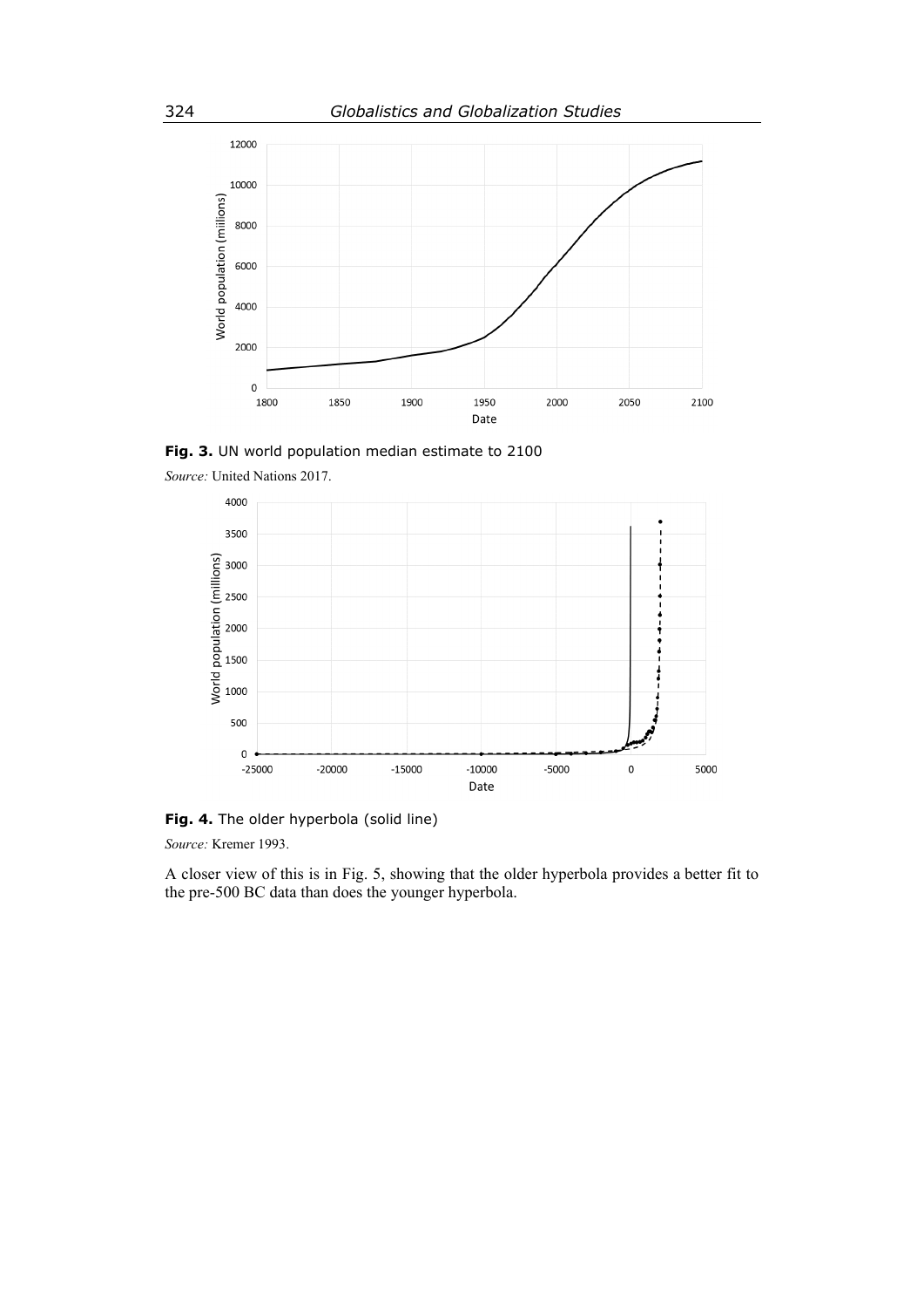**Fig. 3.** UN world population median estimate to 2100

*Source:* United Nations 2017.

**Fig. 4.** The older hyperbola (solid line)

*Source:* Kremer 1993.

A closer view of this is in Fig. 5, showing that the older hyperbola provides a better fit to the pre-500 BC data than does the younger hyperbola.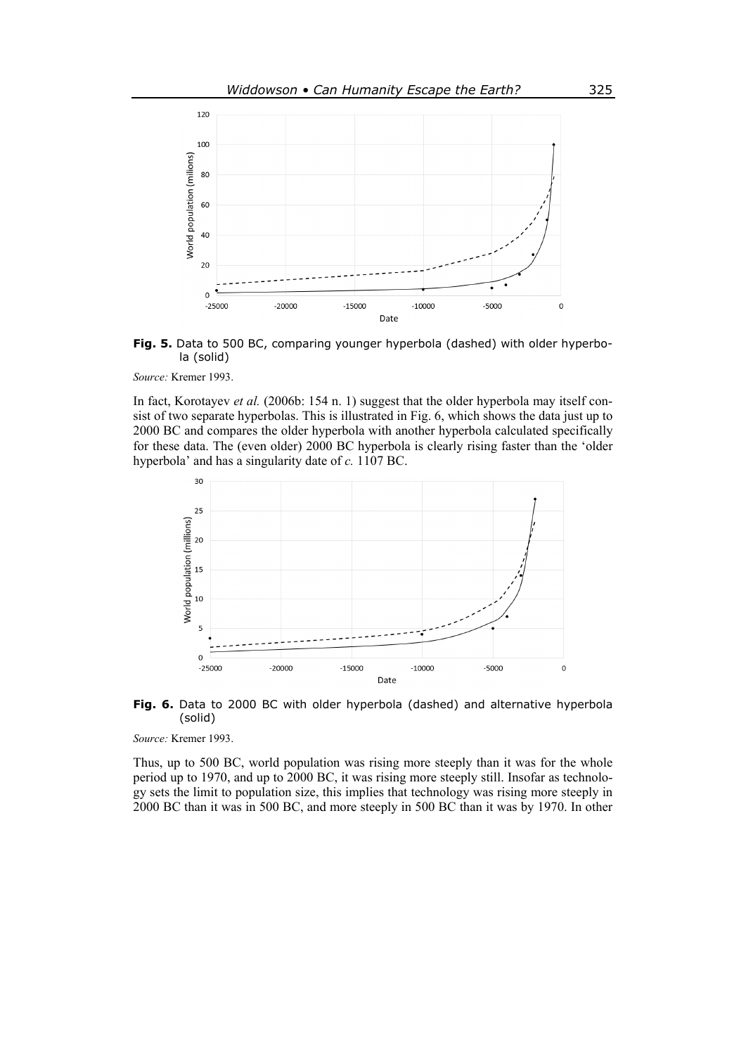**Fig. 5.** Data to 500 BC, comparing younger hyperbola (dashed) with older hyperbola (solid)

*Source:* Kremer 1993.

In fact, Korotayev *et al.* (2006b: 154 n. 1) suggest that the older hyperbola may itself consist of two separate hyperbolas. This is illustrated in Fig. 6, which shows the data just up to 2000 BC and compares the older hyperbola with another hyperbola calculated specifically for these data. The (even older) 2000 BC hyperbola is clearly rising faster than the 'older hyperbola' and has a singularity date of *c.* 1107 BC.

**Fig. 6.** Data to 2000 BC with older hyperbola (dashed) and alternative hyperbola (solid)

*Source:* Kremer 1993.

Thus, up to 500 BC, world population was rising more steeply than it was for the whole period up to 1970, and up to 2000 BC, it was rising more steeply still. Insofar as technology sets the limit to population size, this implies that technology was rising more steeply in 2000 BC than it was in 500 BC, and more steeply in 500 BC than it was by 1970. In other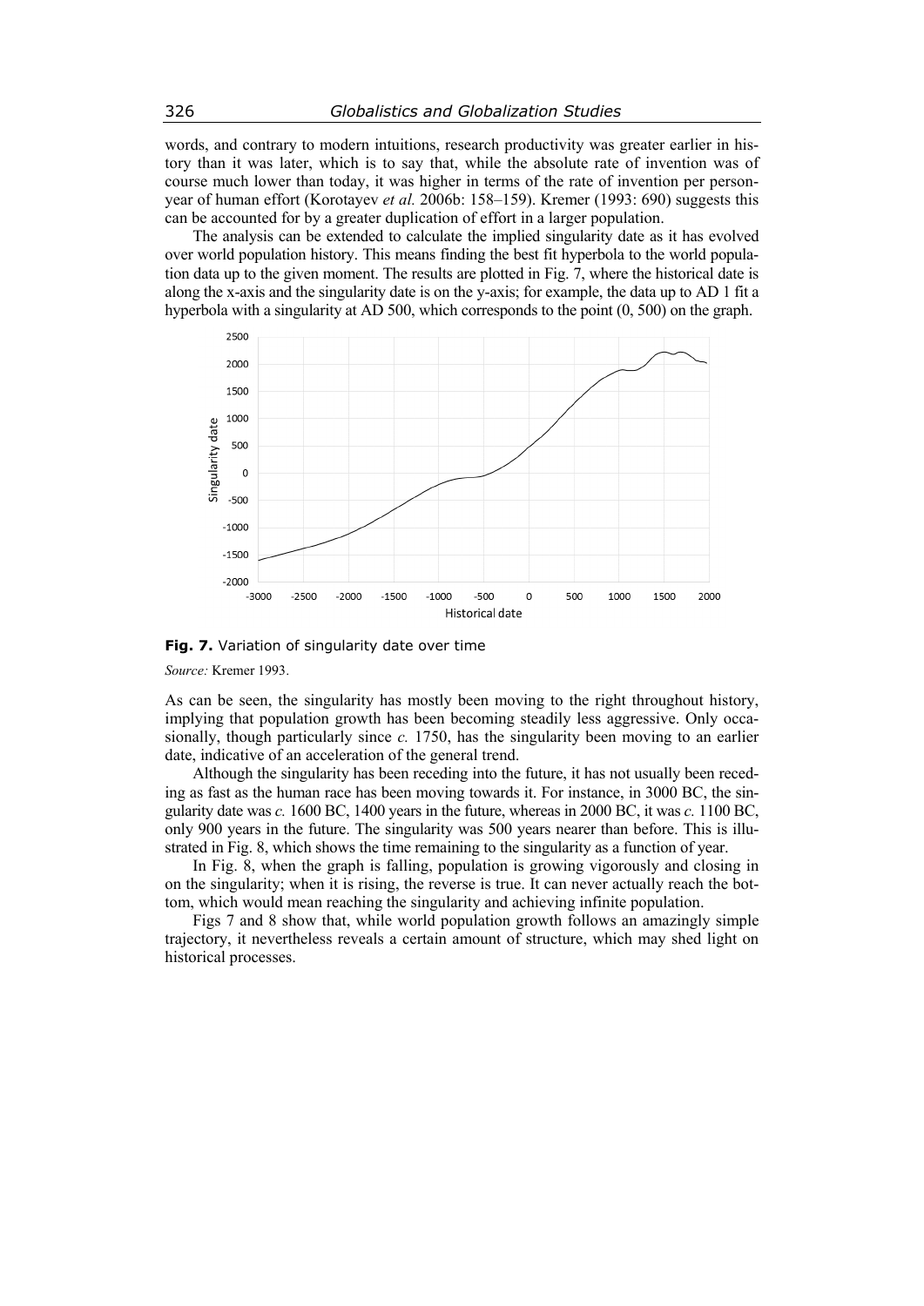words, and contrary to modern intuitions, research productivity was greater earlier in history than it was later, which is to say that, while the absolute rate of invention was of course much lower than today, it was higher in terms of the rate of invention per person-year of human effort (Korotayev *et al.* 2006b: 158–159). Kremer (1993: 690) suggests this can be accounted for by a greater duplication of effort in a larger population.

The analysis can be extended to calculate the implied singularity date as it has evolved over world population history. This means finding the best fit hyperbola to the world population data up to the given moment. The results are plotted in Fig. 7, where the historical date is along the x-axis and the singularity date is on the y-axis; for example, the data up to AD 1 fit a hyperbola with a singularity at AD 500, which corresponds to the point (0, 500) on the graph.

**Fig. 7.** Variation of singularity date over time

*Source:* Kremer 1993.

As can be seen, the singularity has mostly been moving to the right throughout history, implying that population growth has been becoming steadily less aggressive. Only occasionally, though particularly since *c.* 1750, has the singularity been moving to an earlier date, indicative of an acceleration of the general trend.

Although the singularity has been receding into the future, it has not usually been receding as fast as the human race has been moving towards it. For instance, in 3000 BC, the singularity date was *c.* 1600 BC, 1400 years in the future, whereas in 2000 BC, it was *c.* 1100 BC, only 900 years in the future. The singularity was 500 years nearer than before. This is illustrated in Fig. 8, which shows the time remaining to the singularity as a function of year.

In Fig. 8, when the graph is falling, population is growing vigorously and closing in on the singularity; when it is rising, the reverse is true. It can never actually reach the bottom, which would mean reaching the singularity and achieving infinite population.

Figs 7 and 8 show that, while world population growth follows an amazingly simple trajectory, it nevertheless reveals a certain amount of structure, which may shed light on historical processes.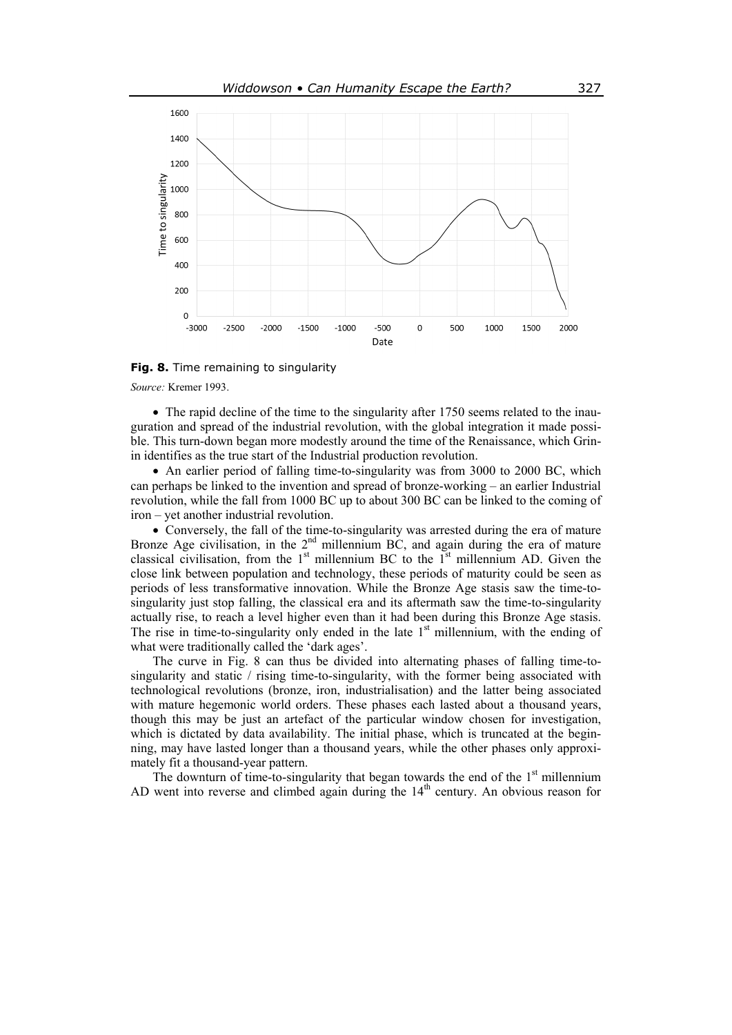**Fig. 8.** Time remaining to singularity

*Source:* Kremer 1993.

- The rapid decline of the time to the singularity after 1750 seems related to the inauguration and spread of the industrial revolution, with the global integration it made possible. This turn-down began more modestly around the time of the Renaissance, which Grinin identifies as the true start of the Industrial production revolution.
- An earlier period of falling time-to-singularity was from 3000 to 2000 BC, which can perhaps be linked to the invention and spread of bronze-working – an earlier Industrial revolution, while the fall from 1000 BC up to about 300 BC can be linked to the coming of iron – yet another industrial revolution.
- Conversely, the fall of the time-to-singularity was arrested during the era of mature Bronze Age civilisation, in the 2nd millennium BC, and again during the era of mature classical civilisation, from the 1st millennium BC to the 1st millennium AD. Given the close link between population and technology, these periods of maturity could be seen as periods of less transformative innovation. While the Bronze Age stasis saw the time-to-singularity just stop falling, the classical era and its aftermath saw the time-to-singularity actually rise, to reach a level higher even than it had been during this Bronze Age stasis. The rise in time-to-singularity only ended in the late 1st millennium, with the ending of what were traditionally called the 'dark ages'.

The curve in Fig. 8 can thus be divided into alternating phases of falling time-to-singularity and static / rising time-to-singularity, with the former being associated with technological revolutions (bronze, iron, industrialisation) and the latter being associated with mature hegemonic world orders. These phases each lasted about a thousand years, though this may be just an artefact of the particular window chosen for investigation, which is dictated by data availability. The initial phase, which is truncated at the beginning, may have lasted longer than a thousand years, while the other phases only approximately fit a thousand-year pattern.

The downturn of time-to-singularity that began towards the end of the 1st millennium AD went into reverse and climbed again during the 14th century. An obvious reason for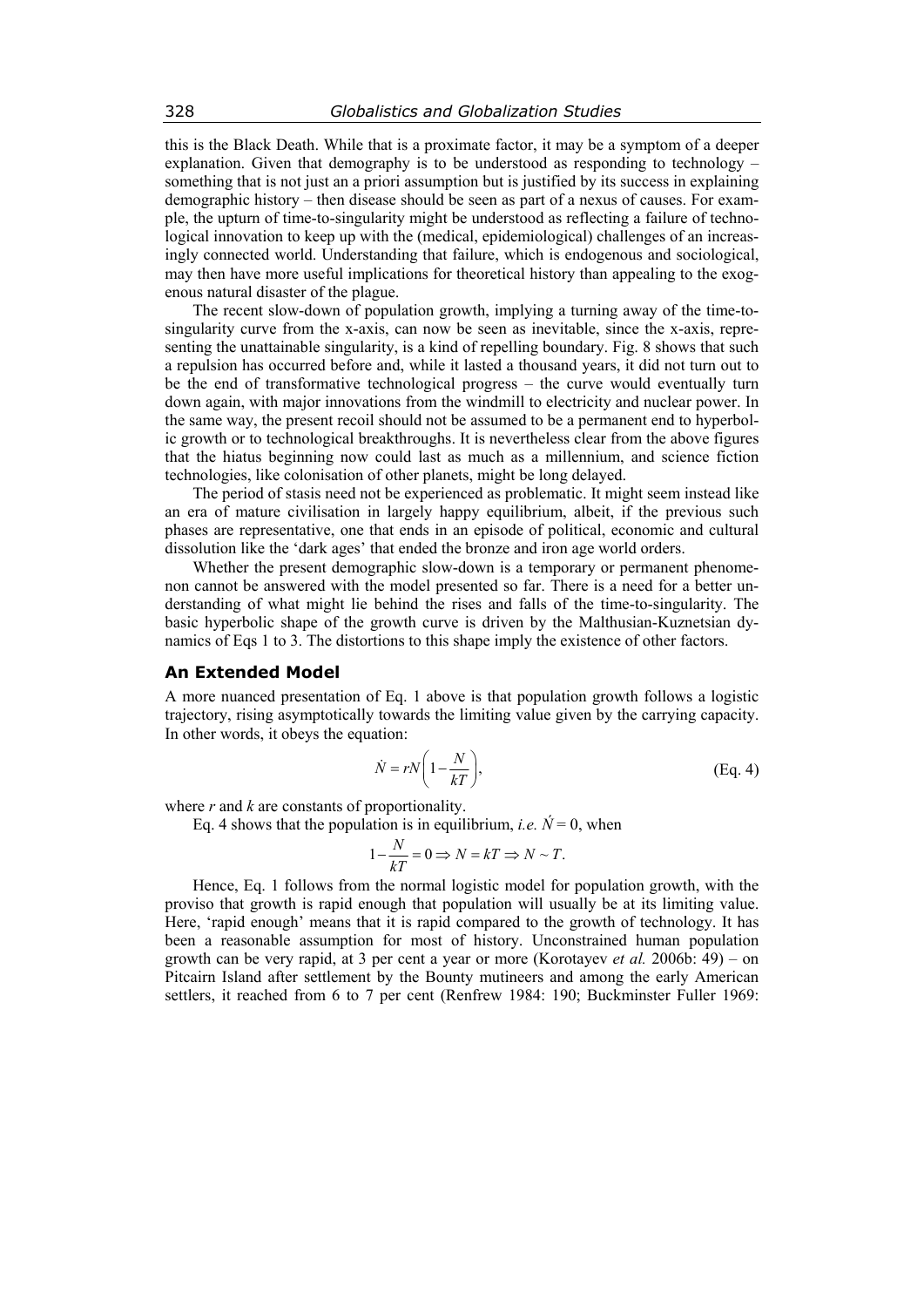this is the Black Death. While that is a proximate factor, it may be a symptom of a deeper explanation. Given that demography is to be understood as responding to technology – something that is not just an a priori assumption but is justified by its success in explaining demographic history – then disease should be seen as part of a nexus of causes. For example, the upturn of time-to-singularity might be understood as reflecting a failure of technological innovation to keep up with the (medical, epidemiological) challenges of an increasingly connected world. Understanding that failure, which is endogenous and sociological, may then have more useful implications for theoretical history than appealing to the exogenous natural disaster of the plague.

The recent slow-down of population growth, implying a turning away of the time-to-singularity curve from the x-axis, can now be seen as inevitable, since the x-axis, representing the unattainable singularity, is a kind of repelling boundary. Fig. 8 shows that such a repulsion has occurred before and, while it lasted a thousand years, it did not turn out to be the end of transformative technological progress – the curve would eventually turn down again, with major innovations from the windmill to electricity and nuclear power. In the same way, the present recoil should not be assumed to be a permanent end to hyperbolic growth or to technological breakthroughs. It is nevertheless clear from the above figures that the hiatus beginning now could last as much as a millennium, and science fiction technologies, like colonisation of other planets, might be long delayed.

The period of stasis need not be experienced as problematic. It might seem instead like an era of mature civilisation in largely happy equilibrium, albeit, if the previous such phases are representative, one that ends in an episode of political, economic and cultural dissolution like the 'dark ages' that ended the bronze and iron age world orders.

Whether the present demographic slow-down is a temporary or permanent phenomenon cannot be answered with the model presented so far. There is a need for a better understanding of what might lie behind the rises and falls of the time-to-singularity. The basic hyperbolic shape of the growth curve is driven by the Malthusian-Kuznetsian dynamics of Eqs 1 to 3. The distortions to this shape imply the existence of other factors.

## An Extended Model

A more nuanced presentation of Eq. 1 above is that population growth follows a logistic trajectory, rising asymptotically towards the limiting value given by the carrying capacity. In other words, it obeys the equation:

$$\dot{N} = rN\left(1 - \frac{N}{kT}\right), \qquad \text{(Eq. 4)}$$

where $r$ and $k$ are constants of proportionality.

Eq. 4 shows that the population is in equilibrium, *i.e.* $\dot{N} = 0$, when

$$1 - \frac{N}{kT} = 0 \Rightarrow N = kT \Rightarrow N \sim T.$$

Hence, Eq. 1 follows from the normal logistic model for population growth, with the proviso that growth is rapid enough that population will usually be at its limiting value. Here, 'rapid enough' means that it is rapid compared to the growth of technology. It has been a reasonable assumption for most of history. Unconstrained human population growth can be very rapid, at 3 per cent a year or more (Korotayev *et al.* 2006b: 49) – on Pitcairn Island after settlement by the Bounty mutineers and among the early American settlers, it reached from 6 to 7 per cent (Renfrew 1984: 190; Buckminster Fuller 1969: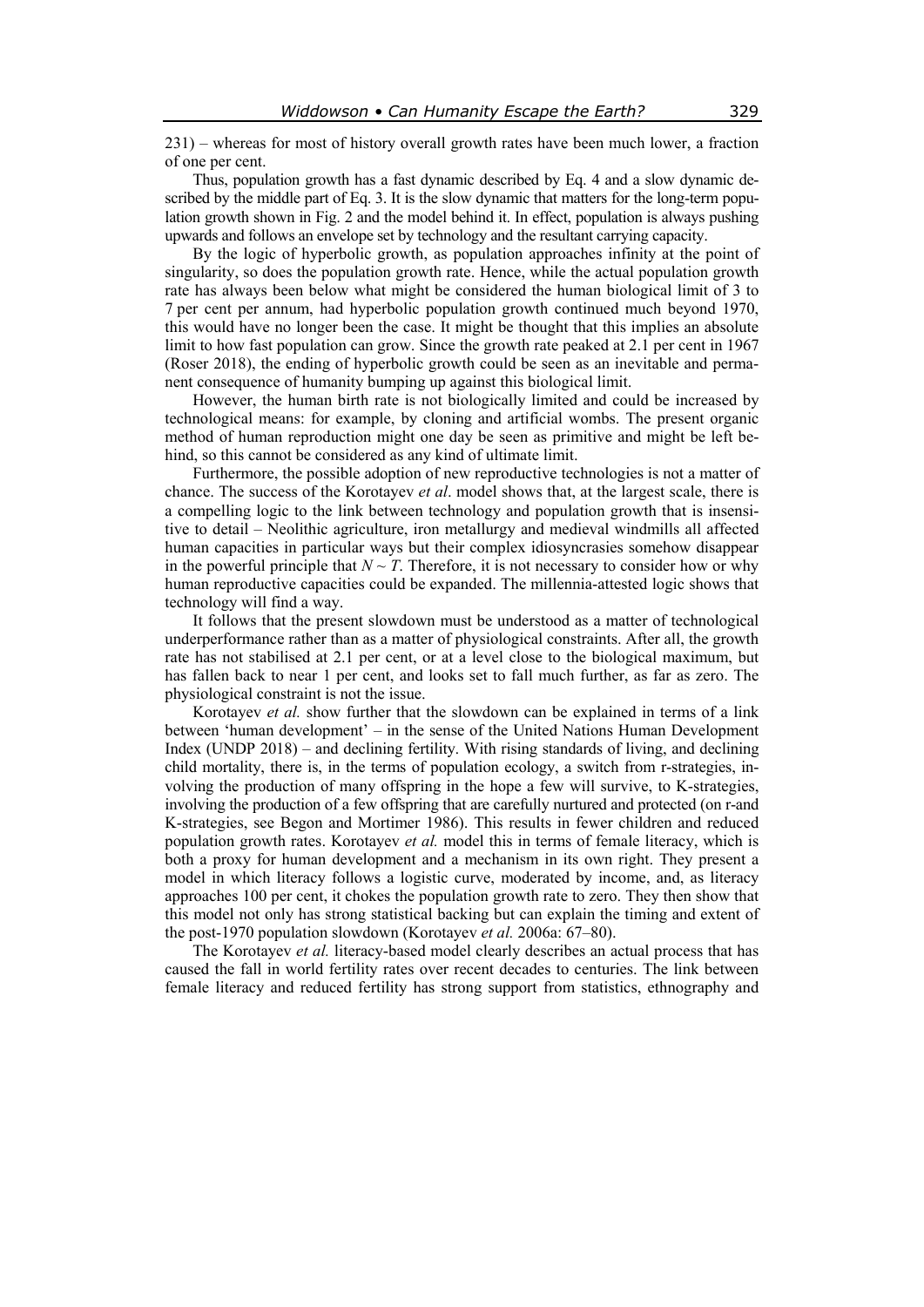231) – whereas for most of history overall growth rates have been much lower, a fraction of one per cent.

Thus, population growth has a fast dynamic described by Eq. 4 and a slow dynamic described by the middle part of Eq. 3. It is the slow dynamic that matters for the long-term population growth shown in Fig. 2 and the model behind it. In effect, population is always pushing upwards and follows an envelope set by technology and the resultant carrying capacity.

By the logic of hyperbolic growth, as population approaches infinity at the point of singularity, so does the population growth rate. Hence, while the actual population growth rate has always been below what might be considered the human biological limit of 3 to 7 per cent per annum, had hyperbolic population growth continued much beyond 1970, this would have no longer been the case. It might be thought that this implies an absolute limit to how fast population can grow. Since the growth rate peaked at 2.1 per cent in 1967 (Roser 2018), the ending of hyperbolic growth could be seen as an inevitable and permanent consequence of humanity bumping up against this biological limit.

However, the human birth rate is not biologically limited and could be increased by technological means: for example, by cloning and artificial wombs. The present organic method of human reproduction might one day be seen as primitive and might be left behind, so this cannot be considered as any kind of ultimate limit.

Furthermore, the possible adoption of new reproductive technologies is not a matter of chance. The success of the Korotayev *et al*. model shows that, at the largest scale, there is a compelling logic to the link between technology and population growth that is insensitive to detail – Neolithic agriculture, iron metallurgy and medieval windmills all affected human capacities in particular ways but their complex idiosyncrasies somehow disappear in the powerful principle that $N \sim T$. Therefore, it is not necessary to consider how or why human reproductive capacities could be expanded. The millennia-attested logic shows that technology will find a way.

It follows that the present slowdown must be understood as a matter of technological underperformance rather than as a matter of physiological constraints. After all, the growth rate has not stabilised at 2.1 per cent, or at a level close to the biological maximum, but has fallen back to near 1 per cent, and looks set to fall much further, as far as zero. The physiological constraint is not the issue.

Korotayev *et al.* show further that the slowdown can be explained in terms of a link between 'human development' – in the sense of the United Nations Human Development Index (UNDP 2018) – and declining fertility. With rising standards of living, and declining child mortality, there is, in the terms of population ecology, a switch from r-strategies, involving the production of many offspring in the hope a few will survive, to K-strategies, involving the production of a few offspring that are carefully nurtured and protected (on r-and K-strategies, see Begon and Mortimer 1986). This results in fewer children and reduced population growth rates. Korotayev *et al.* model this in terms of female literacy, which is both a proxy for human development and a mechanism in its own right. They present a model in which literacy follows a logistic curve, moderated by income, and, as literacy approaches 100 per cent, it chokes the population growth rate to zero. They then show that this model not only has strong statistical backing but can explain the timing and extent of the post-1970 population slowdown (Korotayev *et al.* 2006a: 67–80).

The Korotayev *et al.* literacy-based model clearly describes an actual process that has caused the fall in world fertility rates over recent decades to centuries. The link between female literacy and reduced fertility has strong support from statistics, ethnography and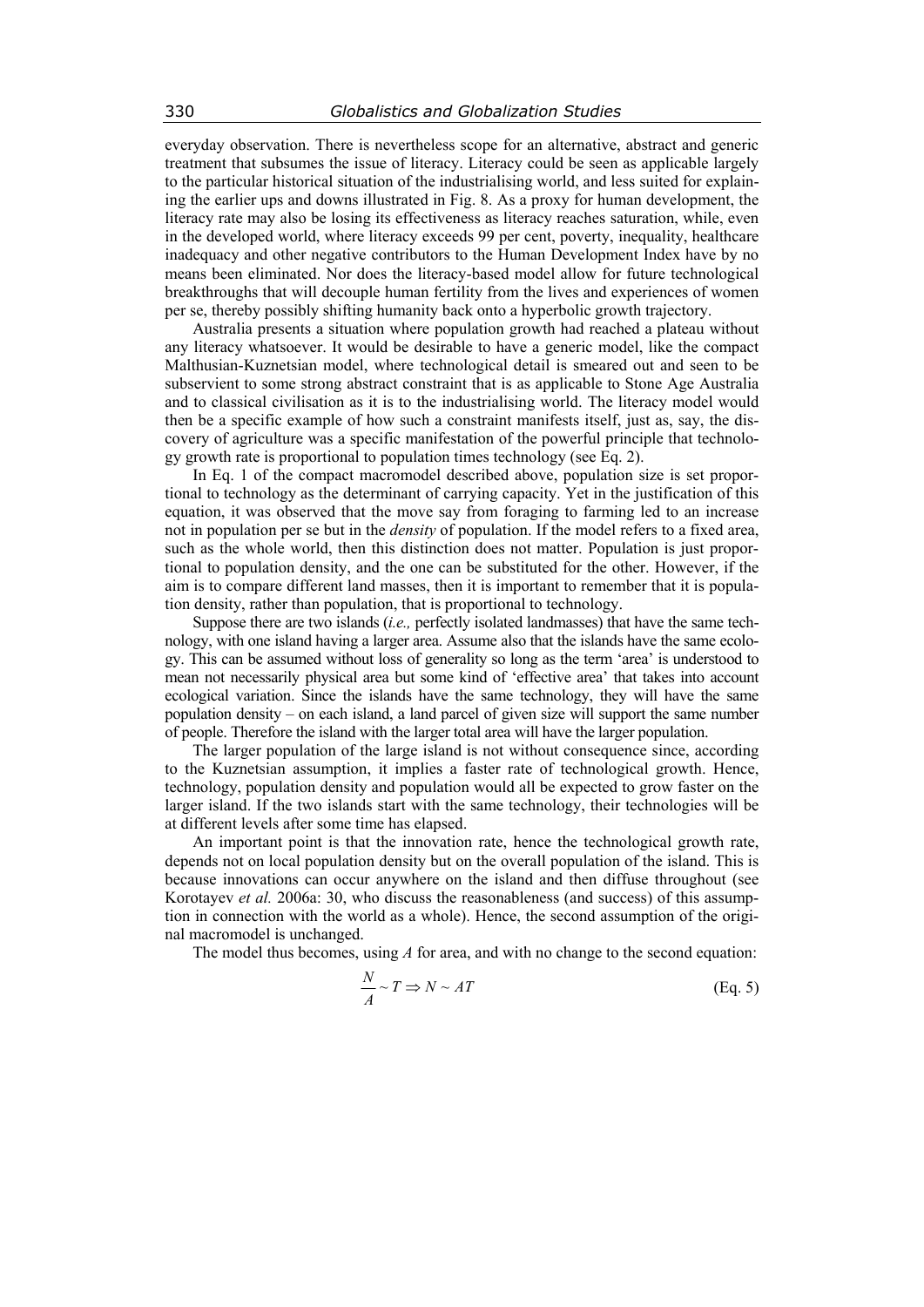everyday observation. There is nevertheless scope for an alternative, abstract and generic treatment that subsumes the issue of literacy. Literacy could be seen as applicable largely to the particular historical situation of the industrialising world, and less suited for explaining the earlier ups and downs illustrated in Fig. 8. As a proxy for human development, the literacy rate may also be losing its effectiveness as literacy reaches saturation, while, even in the developed world, where literacy exceeds 99 per cent, poverty, inequality, healthcare inadequacy and other negative contributors to the Human Development Index have by no means been eliminated. Nor does the literacy-based model allow for future technological breakthroughs that will decouple human fertility from the lives and experiences of women per se, thereby possibly shifting humanity back onto a hyperbolic growth trajectory.

Australia presents a situation where population growth had reached a plateau without any literacy whatsoever. It would be desirable to have a generic model, like the compact Malthusian-Kuznetsian model, where technological detail is smeared out and seen to be subservient to some strong abstract constraint that is as applicable to Stone Age Australia and to classical civilisation as it is to the industrialising world. The literacy model would then be a specific example of how such a constraint manifests itself, just as, say, the discovery of agriculture was a specific manifestation of the powerful principle that technology growth rate is proportional to population times technology (see Eq. 2).

In Eq. 1 of the compact macromodel described above, population size is set proportional to technology as the determinant of carrying capacity. Yet in the justification of this equation, it was observed that the move say from foraging to farming led to an increase not in population per se but in the *density* of population. If the model refers to a fixed area, such as the whole world, then this distinction does not matter. Population is just proportional to population density, and the one can be substituted for the other. However, if the aim is to compare different land masses, then it is important to remember that it is population density, rather than population, that is proportional to technology.

Suppose there are two islands (*i.e.,* perfectly isolated landmasses) that have the same technology, with one island having a larger area. Assume also that the islands have the same ecology. This can be assumed without loss of generality so long as the term 'area' is understood to mean not necessarily physical area but some kind of 'effective area' that takes into account ecological variation. Since the islands have the same technology, they will have the same population density – on each island, a land parcel of given size will support the same number of people. Therefore the island with the larger total area will have the larger population.

The larger population of the large island is not without consequence since, according to the Kuznetsian assumption, it implies a faster rate of technological growth. Hence, technology, population density and population would all be expected to grow faster on the larger island. If the two islands start with the same technology, their technologies will be at different levels after some time has elapsed.

An important point is that the innovation rate, hence the technological growth rate, depends not on local population density but on the overall population of the island. This is because innovations can occur anywhere on the island and then diffuse throughout (see Korotayev *et al.* 2006a: 30, who discuss the reasonableness (and success) of this assumption in connection with the world as a whole). Hence, the second assumption of the original macromodel is unchanged.

The model thus becomes, using $A$ for area, and with no change to the second equation:

$$\frac{N}{A} \sim T \Rightarrow N \sim AT \qquad \text{(Eq. 5)}$$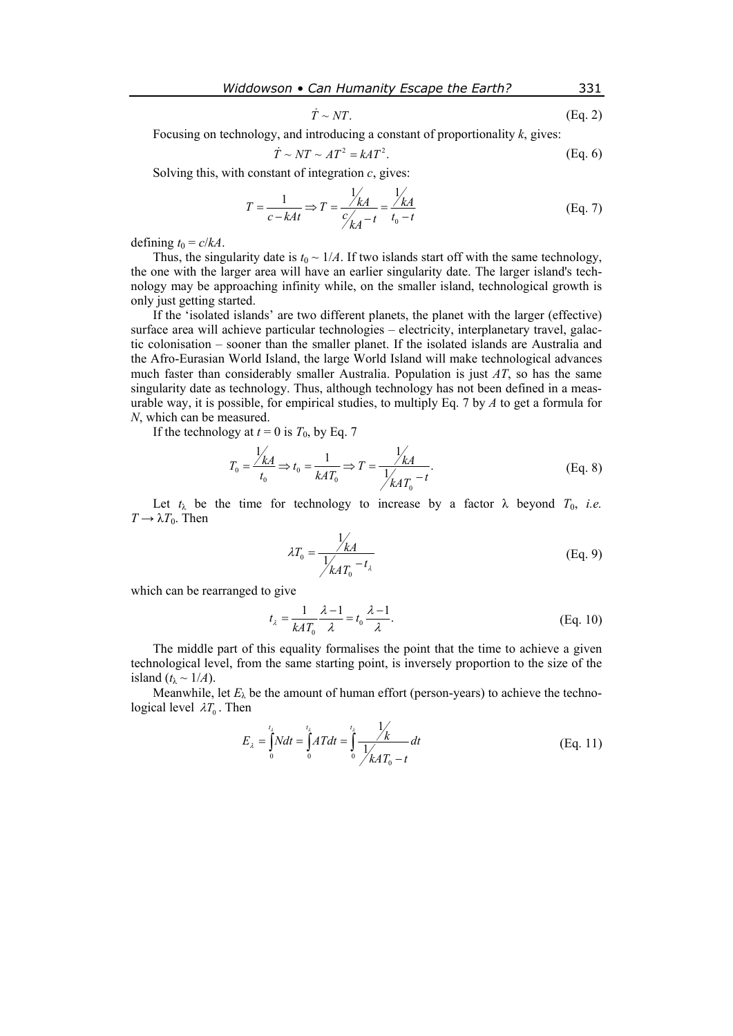$$\dot{T} \sim NT. \qquad \text{(Eq. 2)}$$

Focusing on technology, and introducing a constant of proportionality $k$, gives:

$$\dot{T} \sim NT \sim AT^2 = kAT^2. \qquad \text{(Eq. 6)}$$

Solving this, with constant of integration $c$, gives:

$$T = \frac{1}{c - kAt} \Rightarrow T = \frac{1/kA}{c/kA - t} = \frac{1/kA}{t_0 - t} \qquad \text{(Eq. 7)}$$

defining $t_0 = c/kA$.

Thus, the singularity date is $t_0 \sim 1/A$. If two islands start off with the same technology, the one with the larger area will have an earlier singularity date. The larger island's technology may be approaching infinity while, on the smaller island, technological growth is only just getting started.

If the 'isolated islands' are two different planets, the planet with the larger (effective) surface area will achieve particular technologies – electricity, interplanetary travel, galactic colonisation – sooner than the smaller planet. If the isolated islands are Australia and the Afro-Eurasian World Island, the large World Island will make technological advances much faster than considerably smaller Australia. Population is just $AT$, so has the same singularity date as technology. Thus, although technology has not been defined in a measurable way, it is possible, for empirical studies, to multiply Eq. 7 by $A$ to get a formula for $N$, which can be measured.

If the technology at $t = 0$ is $T_0$, by Eq. 7

$$T_0 = \frac{1/kA}{t_0} \Rightarrow t_0 = \frac{1}{kAT_0} \Rightarrow T = \frac{1/kA}{1/kAT_0 - t}. \qquad \text{(Eq. 8)}$$

Let $t_\lambda$ be the time for technology to increase by a factor λ beyond $T_0$, *i.e.* $T \rightarrow \lambda T_0$. Then

$$\lambda T_0 = \frac{1/kA}{1/kAT_0 - t_\lambda} \qquad \text{(Eq. 9)}$$

which can be rearranged to give

$$t_\lambda = \frac{1}{kAT_0}\frac{\lambda - 1}{\lambda} = t_0 \frac{\lambda - 1}{\lambda}. \qquad \text{(Eq. 10)}$$

The middle part of this equality formalises the point that the time to achieve a given technological level, from the same starting point, is inversely proportion to the size of the island ($t_\lambda \sim 1/A$).

Meanwhile, let $E_\lambda$ be the amount of human effort (person-years) to achieve the technological level $\lambda T_0$. Then

$$E_\lambda = \int_0^{t_\lambda} N dt = \int_0^{t_\lambda} AT dt = \int_0^{t_\lambda} \frac{1/k}{1/kAT_0 - t} dt \qquad \text{(Eq. 11)}$$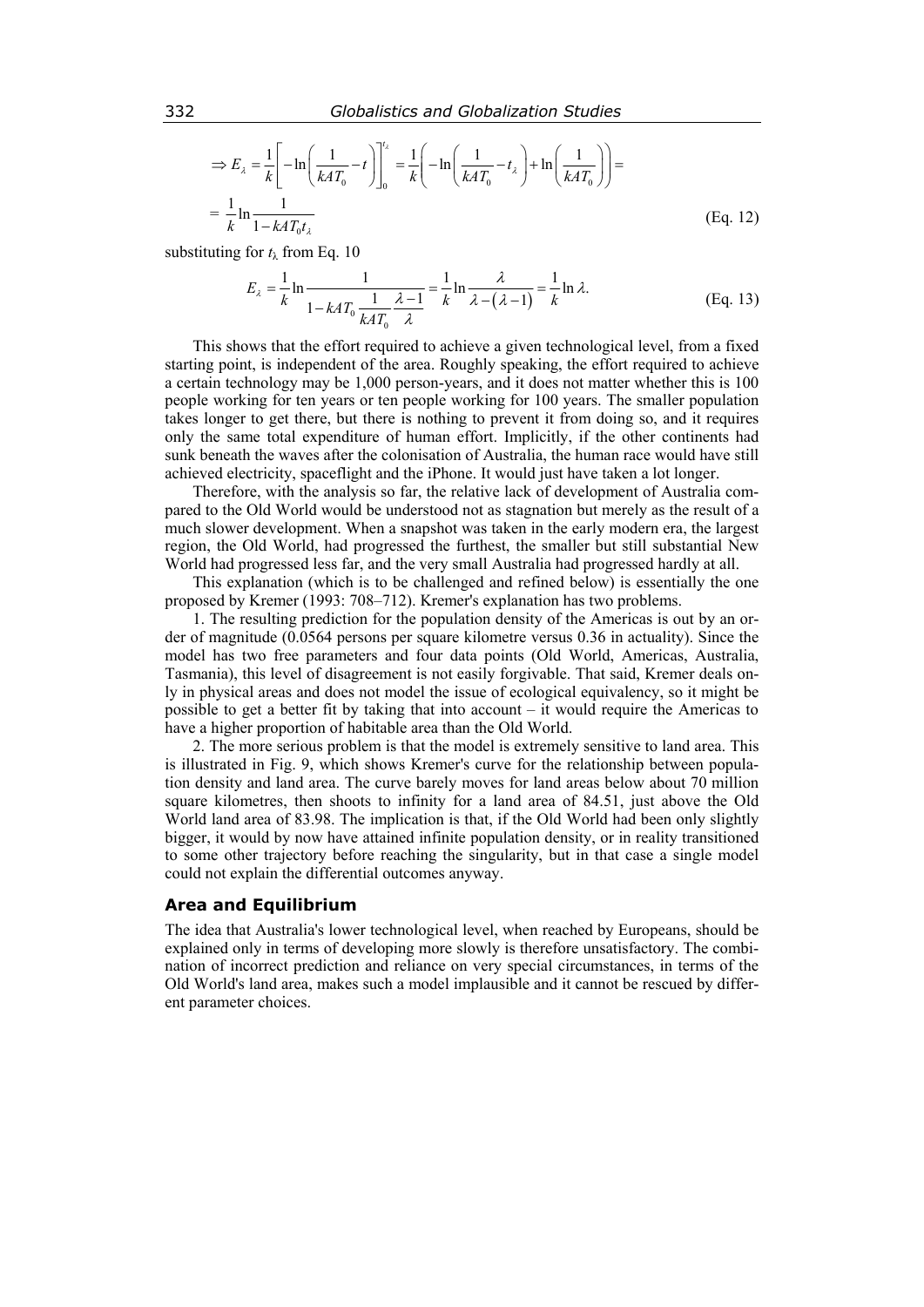$$\Rightarrow E_\lambda = \frac{1}{k}\left[-\ln\left(\frac{1}{kAT_0}-t\right)\right]_0^{t_\lambda} = \frac{1}{k}\left(-\ln\left(\frac{1}{kAT_0}-t_\lambda\right)+\ln\left(\frac{1}{kAT_0}\right)\right) =$$

$$= \frac{1}{k}\ln\frac{1}{1-kAT_0 t_\lambda} \qquad \text{(Eq. 12)}$$

substituting for $t_\lambda$ from Eq. 10

$$E_\lambda = \frac{1}{k}\ln\frac{1}{1-kAT_0\dfrac{1}{kAT_0}\dfrac{\lambda-1}{\lambda}} = \frac{1}{k}\ln\frac{\lambda}{\lambda-(\lambda-1)} = \frac{1}{k}\ln\lambda. \qquad \text{(Eq. 13)}$$

This shows that the effort required to achieve a given technological level, from a fixed starting point, is independent of the area. Roughly speaking, the effort required to achieve a certain technology may be 1,000 person-years, and it does not matter whether this is 100 people working for ten years or ten people working for 100 years. The smaller population takes longer to get there, but there is nothing to prevent it from doing so, and it requires only the same total expenditure of human effort. Implicitly, if the other continents had sunk beneath the waves after the colonisation of Australia, the human race would have still achieved electricity, spaceflight and the iPhone. It would just have taken a lot longer.

Therefore, with the analysis so far, the relative lack of development of Australia compared to the Old World would be understood not as stagnation but merely as the result of a much slower development. When a snapshot was taken in the early modern era, the largest region, the Old World, had progressed the furthest, the smaller but still substantial New World had progressed less far, and the very small Australia had progressed hardly at all.

This explanation (which is to be challenged and refined below) is essentially the one proposed by Kremer (1993: 708–712). Kremer's explanation has two problems.

1. The resulting prediction for the population density of the Americas is out by an order of magnitude (0.0564 persons per square kilometre versus 0.36 in actuality). Since the model has two free parameters and four data points (Old World, Americas, Australia, Tasmania), this level of disagreement is not easily forgivable. That said, Kremer deals only in physical areas and does not model the issue of ecological equivalency, so it might be possible to get a better fit by taking that into account – it would require the Americas to have a higher proportion of habitable area than the Old World.

2. The more serious problem is that the model is extremely sensitive to land area. This is illustrated in Fig. 9, which shows Kremer's curve for the relationship between population density and land area. The curve barely moves for land areas below about 70 million square kilometres, then shoots to infinity for a land area of 84.51, just above the Old World land area of 83.98. The implication is that, if the Old World had been only slightly bigger, it would by now have attained infinite population density, or in reality transitioned to some other trajectory before reaching the singularity, but in that case a single model could not explain the differential outcomes anyway.

### Area and Equilibrium

The idea that Australia's lower technological level, when reached by Europeans, should be explained only in terms of developing more slowly is therefore unsatisfactory. The combination of incorrect prediction and reliance on very special circumstances, in terms of the Old World's land area, makes such a model implausible and it cannot be rescued by different parameter choices.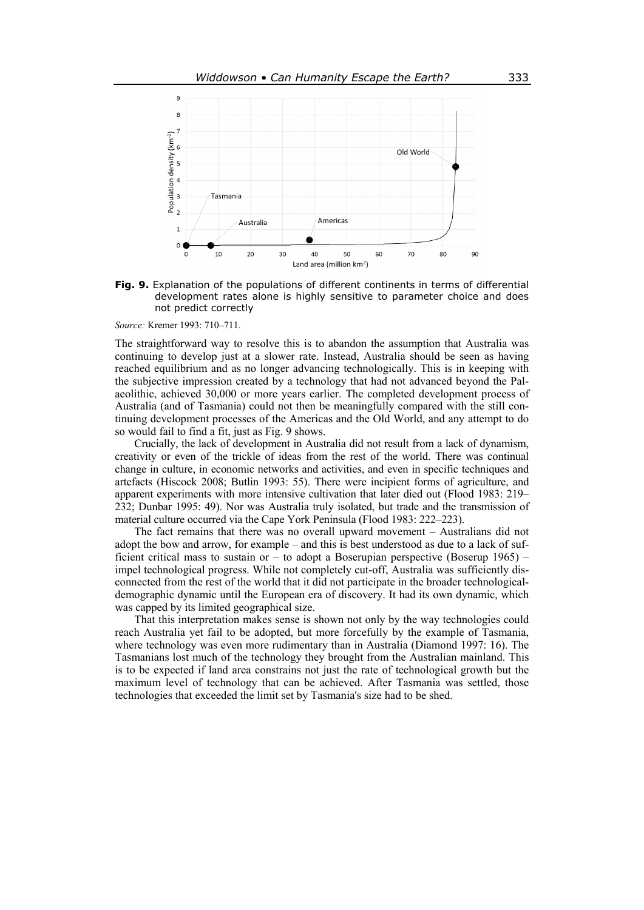**Fig. 9.** Explanation of the populations of different continents in terms of differential development rates alone is highly sensitive to parameter choice and does not predict correctly

*Source:* Kremer 1993: 710–711.

The straightforward way to resolve this is to abandon the assumption that Australia was continuing to develop just at a slower rate. Instead, Australia should be seen as having reached equilibrium and as no longer advancing technologically. This is in keeping with the subjective impression created by a technology that had not advanced beyond the Palaeolithic, achieved 30,000 or more years earlier. The completed development process of Australia (and of Tasmania) could not then be meaningfully compared with the still continuing development processes of the Americas and the Old World, and any attempt to do so would fail to find a fit, just as Fig. 9 shows.

Crucially, the lack of development in Australia did not result from a lack of dynamism, creativity or even of the trickle of ideas from the rest of the world. There was continual change in culture, in economic networks and activities, and even in specific techniques and artefacts (Hiscock 2008; Butlin 1993: 55). There were incipient forms of agriculture, and apparent experiments with more intensive cultivation that later died out (Flood 1983: 219–232; Dunbar 1995: 49). Nor was Australia truly isolated, but trade and the transmission of material culture occurred via the Cape York Peninsula (Flood 1983: 222–223).

The fact remains that there was no overall upward movement – Australians did not adopt the bow and arrow, for example – and this is best understood as due to a lack of sufficient critical mass to sustain or – to adopt a Boserupian perspective (Boserup 1965) – impel technological progress. While not completely cut-off, Australia was sufficiently disconnected from the rest of the world that it did not participate in the broader technological-demographic dynamic until the European era of discovery. It had its own dynamic, which was capped by its limited geographical size.

That this interpretation makes sense is shown not only by the way technologies could reach Australia yet fail to be adopted, but more forcefully by the example of Tasmania, where technology was even more rudimentary than in Australia (Diamond 1997: 16). The Tasmanians lost much of the technology they brought from the Australian mainland. This is to be expected if land area constrains not just the rate of technological growth but the maximum level of technology that can be achieved. After Tasmania was settled, those technologies that exceeded the limit set by Tasmania's size had to be shed.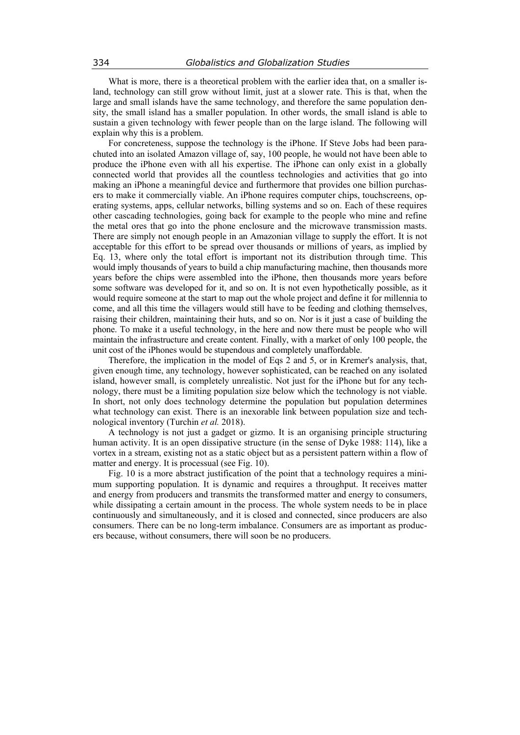What is more, there is a theoretical problem with the earlier idea that, on a smaller island, technology can still grow without limit, just at a slower rate. This is that, when the large and small islands have the same technology, and therefore the same population density, the small island has a smaller population. In other words, the small island is able to sustain a given technology with fewer people than on the large island. The following will explain why this is a problem.

For concreteness, suppose the technology is the iPhone. If Steve Jobs had been parachuted into an isolated Amazon village of, say, 100 people, he would not have been able to produce the iPhone even with all his expertise. The iPhone can only exist in a globally connected world that provides all the countless technologies and activities that go into making an iPhone a meaningful device and furthermore that provides one billion purchasers to make it commercially viable. An iPhone requires computer chips, touchscreens, operating systems, apps, cellular networks, billing systems and so on. Each of these requires other cascading technologies, going back for example to the people who mine and refine the metal ores that go into the phone enclosure and the microwave transmission masts. There are simply not enough people in an Amazonian village to supply the effort. It is not acceptable for this effort to be spread over thousands or millions of years, as implied by Eq. 13, where only the total effort is important not its distribution through time. This would imply thousands of years to build a chip manufacturing machine, then thousands more years before the chips were assembled into the iPhone, then thousands more years before some software was developed for it, and so on. It is not even hypothetically possible, as it would require someone at the start to map out the whole project and define it for millennia to come, and all this time the villagers would still have to be feeding and clothing themselves, raising their children, maintaining their huts, and so on. Nor is it just a case of building the phone. To make it a useful technology, in the here and now there must be people who will maintain the infrastructure and create content. Finally, with a market of only 100 people, the unit cost of the iPhones would be stupendous and completely unaffordable.

Therefore, the implication in the model of Eqs 2 and 5, or in Kremer's analysis, that, given enough time, any technology, however sophisticated, can be reached on any isolated island, however small, is completely unrealistic. Not just for the iPhone but for any technology, there must be a limiting population size below which the technology is not viable. In short, not only does technology determine the population but population determines what technology can exist. There is an inexorable link between population size and technological inventory (Turchin *et al.* 2018).

A technology is not just a gadget or gizmo. It is an organising principle structuring human activity. It is an open dissipative structure (in the sense of Dyke 1988: 114), like a vortex in a stream, existing not as a static object but as a persistent pattern within a flow of matter and energy. It is processual (see Fig. 10).

Fig. 10 is a more abstract justification of the point that a technology requires a minimum supporting population. It is dynamic and requires a throughput. It receives matter and energy from producers and transmits the transformed matter and energy to consumers, while dissipating a certain amount in the process. The whole system needs to be in place continuously and simultaneously, and it is closed and connected, since producers are also consumers. There can be no long-term imbalance. Consumers are as important as producers because, without consumers, there will soon be no producers.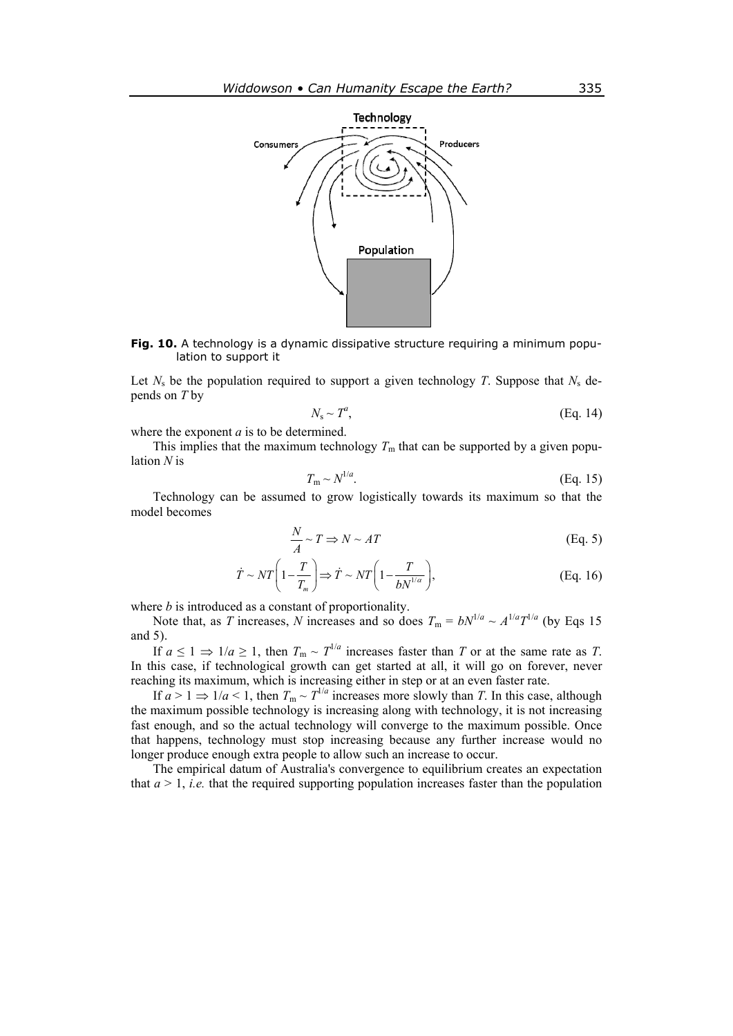**Fig. 10.** A technology is a dynamic dissipative structure requiring a minimum population to support it

Let $N_s$ be the population required to support a given technology $T$. Suppose that $N_s$ depends on $T$ by

$$N_s \sim T^a, \tag{Eq. 14}$$

where the exponent $a$ is to be determined.

This implies that the maximum technology $T_m$ that can be supported by a given population $N$ is

$$T_m \sim N^{1/a}. \tag{Eq. 15}$$

Technology can be assumed to grow logistically towards its maximum so that the model becomes

$$\frac{N}{A} \sim T \Rightarrow N \sim AT \tag{Eq. 5}$$

$$\dot{T} \sim NT\left(1 - \frac{T}{T_m}\right) \Rightarrow \dot{T} \sim NT\left(1 - \frac{T}{bN^{1/a}}\right), \tag{Eq. 16}$$

where $b$ is introduced as a constant of proportionality.

Note that, as $T$ increases, $N$ increases and so does $T_m = bN^{1/a} \sim A^{1/a}T^{1/a}$ (by Eqs 15 and 5).

If $a \leq 1 \Rightarrow 1/a \geq 1$, then $T_m \sim T^{1/a}$ increases faster than $T$ or at the same rate as $T$. In this case, if technological growth can get started at all, it will go on forever, never reaching its maximum, which is increasing either in step or at an even faster rate.

If $a > 1 \Rightarrow 1/a < 1$, then $T_m \sim T^{1/a}$ increases more slowly than $T$. In this case, although the maximum possible technology is increasing along with technology, it is not increasing fast enough, and so the actual technology will converge to the maximum possible. Once that happens, technology must stop increasing because any further increase would no longer produce enough extra people to allow such an increase to occur.

The empirical datum of Australia's convergence to equilibrium creates an expectation that $a > 1$, *i.e.* that the required supporting population increases faster than the population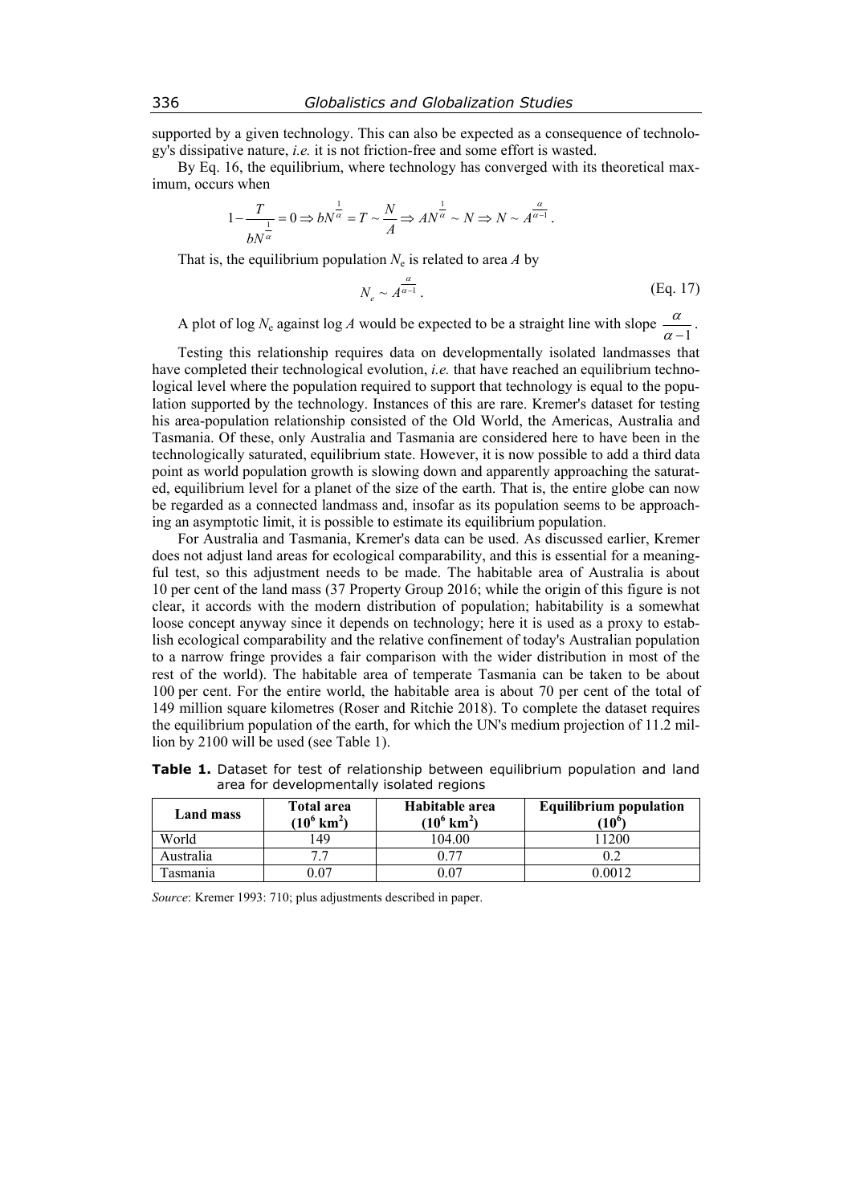supported by a given technology. This can also be expected as a consequence of technology's dissipative nature, *i.e.* it is not friction-free and some effort is wasted.

By Eq. 16, the equilibrium, where technology has converged with its theoretical maximum, occurs when

$$1 - \frac{T}{bN^{\frac{1}{\alpha}}} = 0 \Rightarrow bN^{\frac{1}{\alpha}} = T \sim \frac{N}{A} \Rightarrow AN^{\frac{1}{\alpha}} \sim N \Rightarrow N \sim A^{\frac{\alpha}{\alpha - 1}}.$$

That is, the equilibrium population $N_e$ is related to area $A$ by

$$N_e \sim A^{\frac{\alpha}{\alpha - 1}}. \quad \text{(Eq. 17)}$$

A plot of log $N_e$ against log $A$ would be expected to be a straight line with slope $\frac{\alpha}{\alpha - 1}$.

Testing this relationship requires data on developmentally isolated landmasses that have completed their technological evolution, *i.e.* that have reached an equilibrium technological level where the population required to support that technology is equal to the population supported by the technology. Instances of this are rare. Kremer's dataset for testing his area-population relationship consisted of the Old World, the Americas, Australia and Tasmania. Of these, only Australia and Tasmania are considered here to have been in the technologically saturated, equilibrium state. However, it is now possible to add a third data point as world population growth is slowing down and apparently approaching the saturated, equilibrium level for a planet of the size of the earth. That is, the entire globe can now be regarded as a connected landmass and, insofar as its population seems to be approaching an asymptotic limit, it is possible to estimate its equilibrium population.

For Australia and Tasmania, Kremer's data can be used. As discussed earlier, Kremer does not adjust land areas for ecological comparability, and this is essential for a meaningful test, so this adjustment needs to be made. The habitable area of Australia is about 10 per cent of the land mass (37 Property Group 2016; while the origin of this figure is not clear, it accords with the modern distribution of population; habitability is a somewhat loose concept anyway since it depends on technology; here it is used as a proxy to establish ecological comparability and the relative confinement of today's Australian population to a narrow fringe provides a fair comparison with the wider distribution in most of the rest of the world). The habitable area of temperate Tasmania can be taken to be about 100 per cent. For the entire world, the habitable area is about 70 per cent of the total of 149 million square kilometres (Roser and Ritchie 2018). To complete the dataset requires the equilibrium population of the earth, for which the UN's medium projection of 11.2 million by 2100 will be used (see Table 1).

**Table 1.** Dataset for test of relationship between equilibrium population and land area for developmentally isolated regions

| Land mass | Total area ($10^6$ km$^2$) | Habitable area ($10^6$ km$^2$) | Equilibrium population ($10^6$) |
|---|---|---|---|
| World | 149 | 104.00 | 11200 |
| Australia | 7.7 | 0.77 | 0.2 |
| Tasmania | 0.07 | 0.07 | 0.0012 |

*Source*: Kremer 1993: 710; plus adjustments described in paper.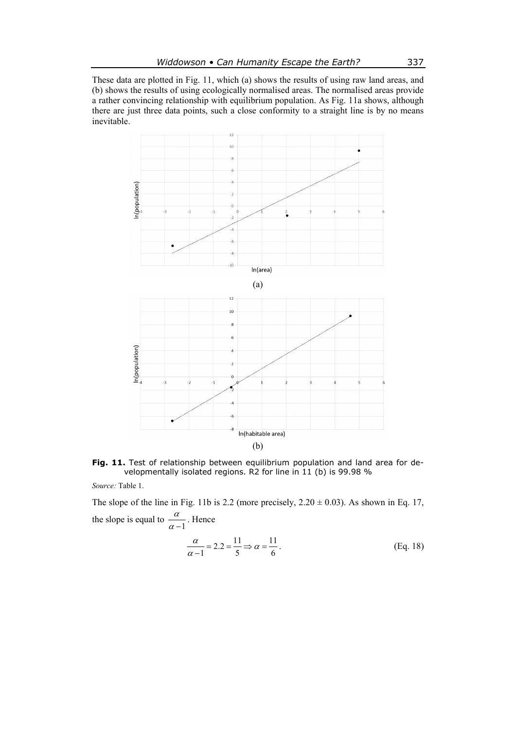These data are plotted in Fig. 11, which (a) shows the results of using raw land areas, and (b) shows the results of using ecologically normalised areas. The normalised areas provide a rather convincing relationship with equilibrium population. As Fig. 11a shows, although there are just three data points, such a close conformity to a straight line is by no means inevitable.

(a)

(b)

**Fig. 11.** Test of relationship between equilibrium population and land area for developmentally isolated regions. R2 for line in 11 (b) is 99.98 %

*Source:* Table 1.

The slope of the line in Fig. 11b is 2.2 (more precisely, 2.20 ± 0.03). As shown in Eq. 17, the slope is equal to $\frac{\alpha}{\alpha - 1}$. Hence

$$\frac{\alpha}{\alpha - 1} = 2.2 = \frac{11}{5} \Rightarrow \alpha = \frac{11}{6}. \tag{Eq. 18}$$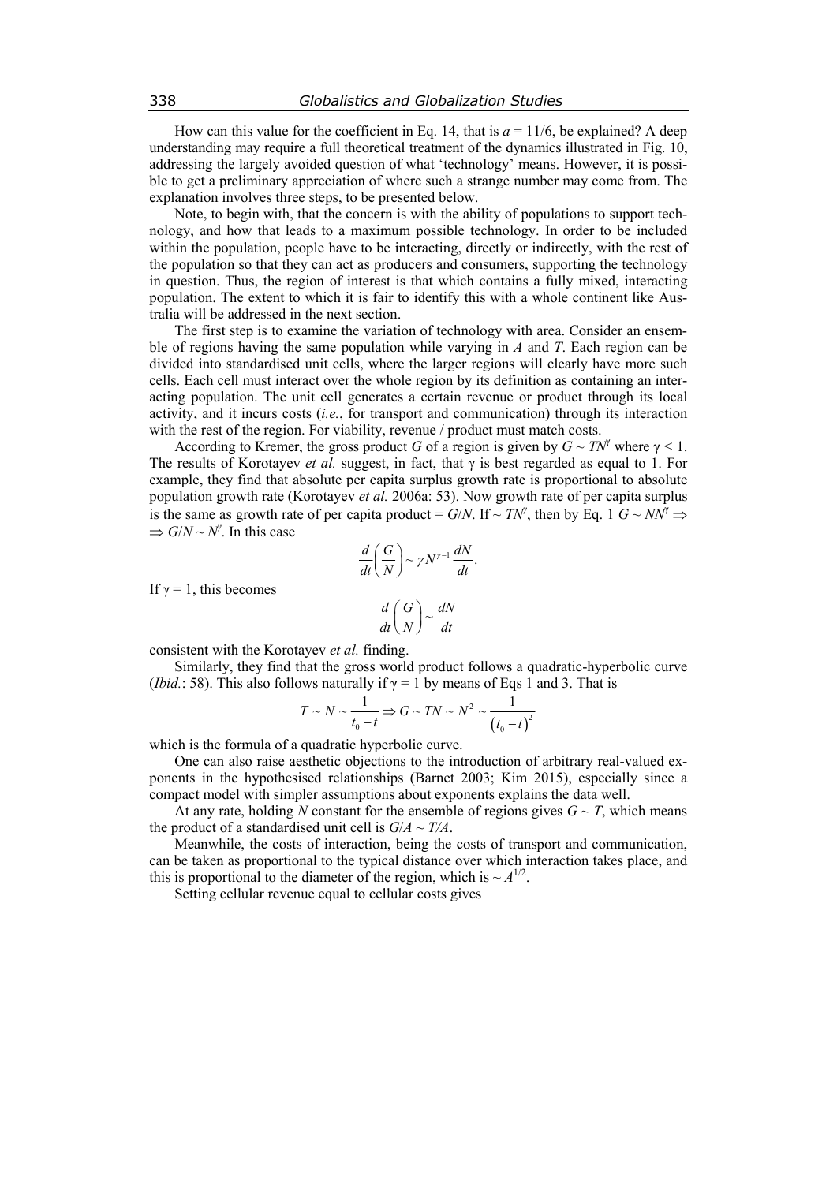How can this value for the coefficient in Eq. 14, that is $a = 11/6$, be explained? A deep understanding may require a full theoretical treatment of the dynamics illustrated in Fig. 10, addressing the largely avoided question of what 'technology' means. However, it is possible to get a preliminary appreciation of where such a strange number may come from. The explanation involves three steps, to be presented below.

Note, to begin with, that the concern is with the ability of populations to support technology, and how that leads to a maximum possible technology. In order to be included within the population, people have to be interacting, directly or indirectly, with the rest of the population so that they can act as producers and consumers, supporting the technology in question. Thus, the region of interest is that which contains a fully mixed, interacting population. The extent to which it is fair to identify this with a whole continent like Australia will be addressed in the next section.

The first step is to examine the variation of technology with area. Consider an ensemble of regions having the same population while varying in $A$ and $T$. Each region can be divided into standardised unit cells, where the larger regions will clearly have more such cells. Each cell must interact over the whole region by its definition as containing an interacting population. The unit cell generates a certain revenue or product through its local activity, and it incurs costs (*i.e.*, for transport and communication) through its interaction with the rest of the region. For viability, revenue / product must match costs.

According to Kremer, the gross product $G$ of a region is given by $G \sim TN^{\gamma}$ where $\gamma < 1$. The results of Korotayev *et al.* suggest, in fact, that $\gamma$ is best regarded as equal to 1. For example, they find that absolute per capita surplus growth rate is proportional to absolute population growth rate (Korotayev *et al.* 2006a: 53). Now growth rate of per capita surplus is the same as growth rate of per capita product = $G/N$. If $\sim TN^{\gamma}$, then by Eq. 1 $G \sim NN^{\gamma} \Rightarrow$ $\Rightarrow G/N \sim N^{\gamma}$. In this case

$$\frac{d}{dt}\left(\frac{G}{N}\right) \sim \gamma N^{\gamma-1}\frac{dN}{dt}.$$

If $\gamma = 1$, this becomes

$$\frac{d}{dt}\left(\frac{G}{N}\right) \sim \frac{dN}{dt}$$

consistent with the Korotayev *et al.* finding.

Similarly, they find that the gross world product follows a quadratic-hyperbolic curve (*Ibid.*: 58). This also follows naturally if $\gamma = 1$ by means of Eqs 1 and 3. That is

$$T \sim N \sim \frac{1}{t_0 - t} \Rightarrow G \sim TN \sim N^2 \sim \frac{1}{\left(t_0 - t\right)^2}$$

which is the formula of a quadratic hyperbolic curve.

One can also raise aesthetic objections to the introduction of arbitrary real-valued exponents in the hypothesised relationships (Barnet 2003; Kim 2015), especially since a compact model with simpler assumptions about exponents explains the data well.

At any rate, holding $N$ constant for the ensemble of regions gives $G \sim T$, which means the product of a standardised unit cell is $G/A \sim T/A$.

Meanwhile, the costs of interaction, being the costs of transport and communication, can be taken as proportional to the typical distance over which interaction takes place, and this is proportional to the diameter of the region, which is $\sim A^{1/2}$.

Setting cellular revenue equal to cellular costs gives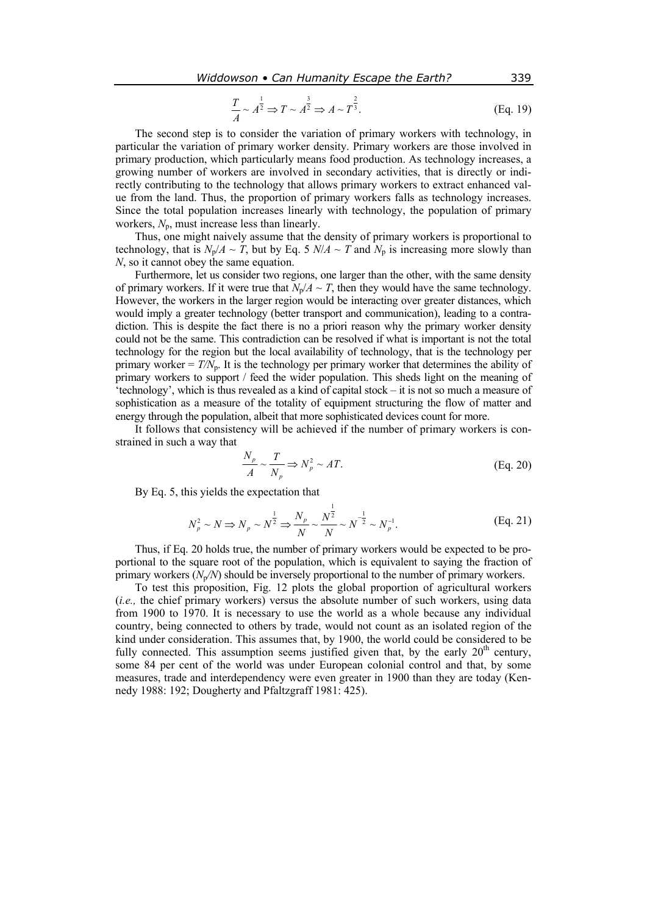$$\frac{T}{A} \sim A^{\frac{1}{2}} \Rightarrow T \sim A^{\frac{3}{2}} \Rightarrow A \sim T^{\frac{2}{3}}. \quad \text{(Eq. 19)}$$

The second step is to consider the variation of primary workers with technology, in particular the variation of primary worker density. Primary workers are those involved in primary production, which particularly means food production. As technology increases, a growing number of workers are involved in secondary activities, that is directly or indirectly contributing to the technology that allows primary workers to extract enhanced value from the land. Thus, the proportion of primary workers falls as technology increases. Since the total population increases linearly with technology, the population of primary workers, $N_p$, must increase less than linearly.

Thus, one might naively assume that the density of primary workers is proportional to technology, that is $N_p/A \sim T$, but by Eq. 5 $N/A \sim T$ and $N_p$ is increasing more slowly than $N$, so it cannot obey the same equation.

Furthermore, let us consider two regions, one larger than the other, with the same density of primary workers. If it were true that $N_p/A \sim T$, then they would have the same technology. However, the workers in the larger region would be interacting over greater distances, which would imply a greater technology (better transport and communication), leading to a contradiction. This is despite the fact there is no a priori reason why the primary worker density could not be the same. This contradiction can be resolved if what is important is not the total technology for the region but the local availability of technology, that is the technology per primary worker = $T/N_p$. It is the technology per primary worker that determines the ability of primary workers to support / feed the wider population. This sheds light on the meaning of 'technology', which is thus revealed as a kind of capital stock – it is not so much a measure of sophistication as a measure of the totality of equipment structuring the flow of matter and energy through the population, albeit that more sophisticated devices count for more.

It follows that consistency will be achieved if the number of primary workers is constrained in such a way that

$$\frac{N_p}{A} \sim \frac{T}{N_p} \Rightarrow N_p^2 \sim AT. \quad \text{(Eq. 20)}$$

By Eq. 5, this yields the expectation that

$$N_p^2 \sim N \Rightarrow N_p \sim N^{\frac{1}{2}} \Rightarrow \frac{N_p}{N} \sim \frac{N^{\frac{1}{2}}}{N} \sim N^{-\frac{1}{2}} \sim N_p^{-1}. \quad \text{(Eq. 21)}$$

Thus, if Eq. 20 holds true, the number of primary workers would be expected to be proportional to the square root of the population, which is equivalent to saying the fraction of primary workers ($N_p/N$) should be inversely proportional to the number of primary workers.

To test this proposition, Fig. 12 plots the global proportion of agricultural workers (*i.e.,* the chief primary workers) versus the absolute number of such workers, using data from 1900 to 1970. It is necessary to use the world as a whole because any individual country, being connected to others by trade, would not count as an isolated region of the kind under consideration. This assumes that, by 1900, the world could be considered to be fully connected. This assumption seems justified given that, by the early 20th century, some 84 per cent of the world was under European colonial control and that, by some measures, trade and interdependency were even greater in 1900 than they are today (Kennedy 1988: 192; Dougherty and Pfaltzgraff 1981: 425).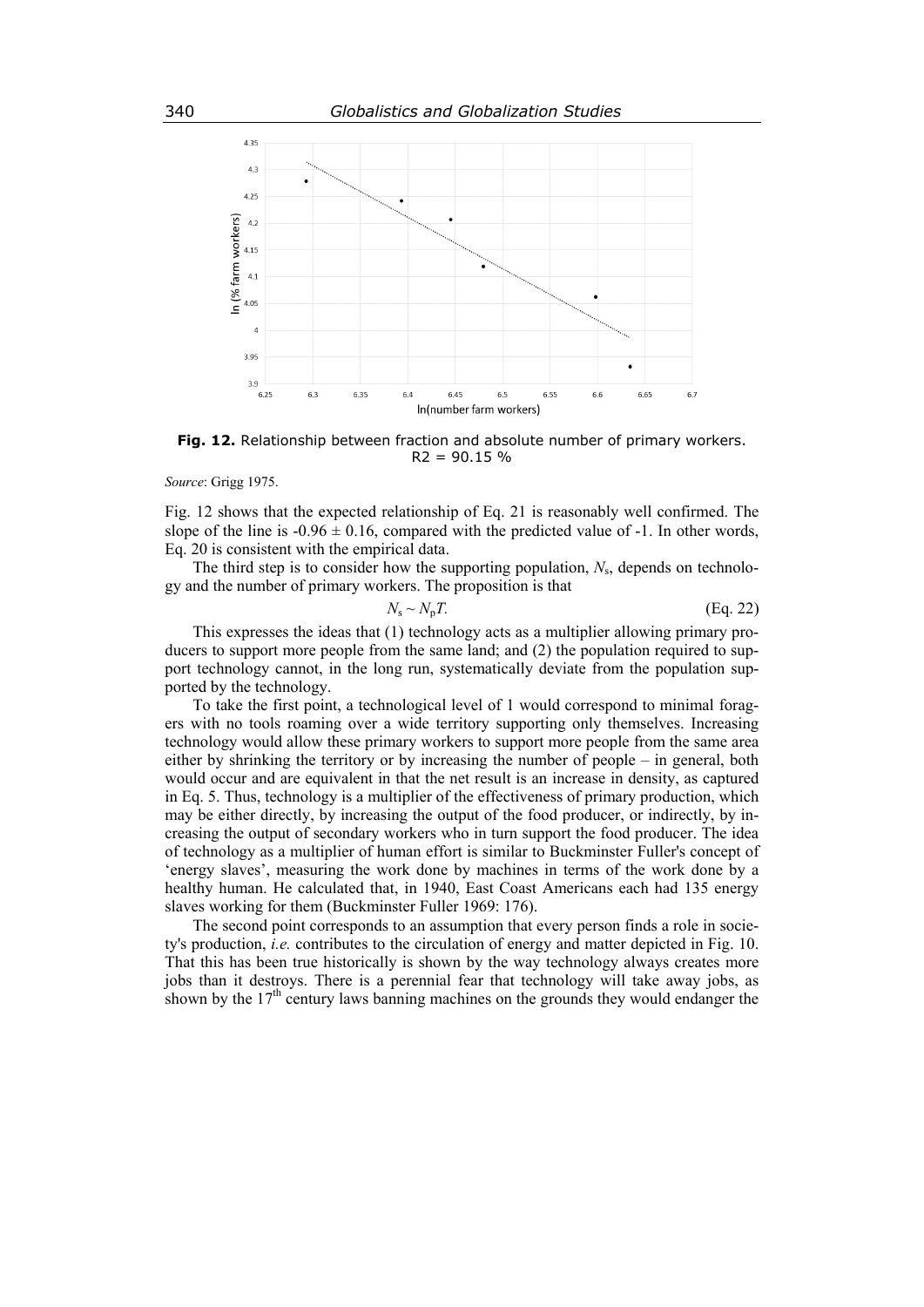**Fig. 12.** Relationship between fraction and absolute number of primary workers. $R2 = 90.15$ %

*Source*: Grigg 1975.

Fig. 12 shows that the expected relationship of Eq. 21 is reasonably well confirmed. The slope of the line is $-0.96 \pm 0.16$, compared with the predicted value of -1. In other words, Eq. 20 is consistent with the empirical data.

The third step is to consider how the supporting population, $N_s$, depends on technology and the number of primary workers. The proposition is that

$$N_s \sim N_p T. \qquad \text{(Eq. 22)}$$

This expresses the ideas that (1) technology acts as a multiplier allowing primary producers to support more people from the same land; and (2) the population required to support technology cannot, in the long run, systematically deviate from the population supported by the technology.

To take the first point, a technological level of 1 would correspond to minimal foragers with no tools roaming over a wide territory supporting only themselves. Increasing technology would allow these primary workers to support more people from the same area either by shrinking the territory or by increasing the number of people – in general, both would occur and are equivalent in that the net result is an increase in density, as captured in Eq. 5. Thus, technology is a multiplier of the effectiveness of primary production, which may be either directly, by increasing the output of the food producer, or indirectly, by increasing the output of secondary workers who in turn support the food producer. The idea of technology as a multiplier of human effort is similar to Buckminster Fuller's concept of 'energy slaves', measuring the work done by machines in terms of the work done by a healthy human. He calculated that, in 1940, East Coast Americans each had 135 energy slaves working for them (Buckminster Fuller 1969: 176).

The second point corresponds to an assumption that every person finds a role in society's production, *i.e.* contributes to the circulation of energy and matter depicted in Fig. 10. That this has been true historically is shown by the way technology always creates more jobs than it destroys. There is a perennial fear that technology will take away jobs, as shown by the 17th century laws banning machines on the grounds they would endanger the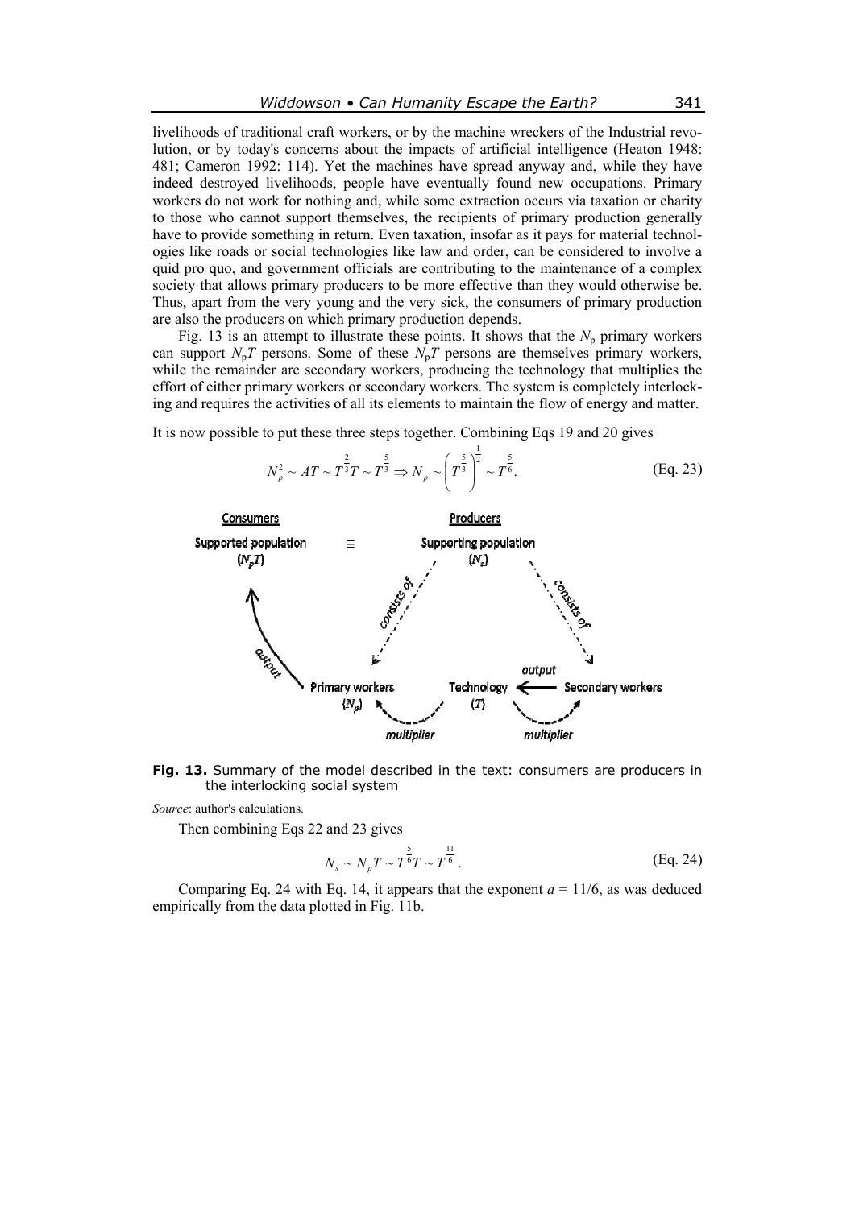livelihoods of traditional craft workers, or by the machine wreckers of the Industrial revolution, or by today's concerns about the impacts of artificial intelligence (Heaton 1948: 481; Cameron 1992: 114). Yet the machines have spread anyway and, while they have indeed destroyed livelihoods, people have eventually found new occupations. Primary workers do not work for nothing and, while some extraction occurs via taxation or charity to those who cannot support themselves, the recipients of primary production generally have to provide something in return. Even taxation, insofar as it pays for material technologies like roads or social technologies like law and order, can be considered to involve a quid pro quo, and government officials are contributing to the maintenance of a complex society that allows primary producers to be more effective than they would otherwise be. Thus, apart from the very young and the very sick, the consumers of primary production are also the producers on which primary production depends.

Fig. 13 is an attempt to illustrate these points. It shows that the $N_p$ primary workers can support $N_pT$ persons. Some of these $N_pT$ persons are themselves primary workers, while the remainder are secondary workers, producing the technology that multiplies the effort of either primary workers or secondary workers. The system is completely interlocking and requires the activities of all its elements to maintain the flow of energy and matter.

It is now possible to put these three steps together. Combining Eqs 19 and 20 gives

$$N_p^2 \sim AT \sim T^{\frac{2}{3}}T \sim T^{\frac{5}{3}} \Rightarrow N_p \sim \left(T^{\frac{5}{3}}\right)^{\frac{1}{2}} \sim T^{\frac{5}{6}}. \qquad \text{(Eq. 23)}$$

**Fig. 13.** Summary of the model described in the text: consumers are producers in the interlocking social system

*Source*: author's calculations.

Then combining Eqs 22 and 23 gives

$$N_s \sim N_pT \sim T^{\frac{5}{6}}T \sim T^{\frac{11}{6}}. \qquad \text{(Eq. 24)}$$

Comparing Eq. 24 with Eq. 14, it appears that the exponent $a = 11/6$, as was deduced empirically from the data plotted in Fig. 11b.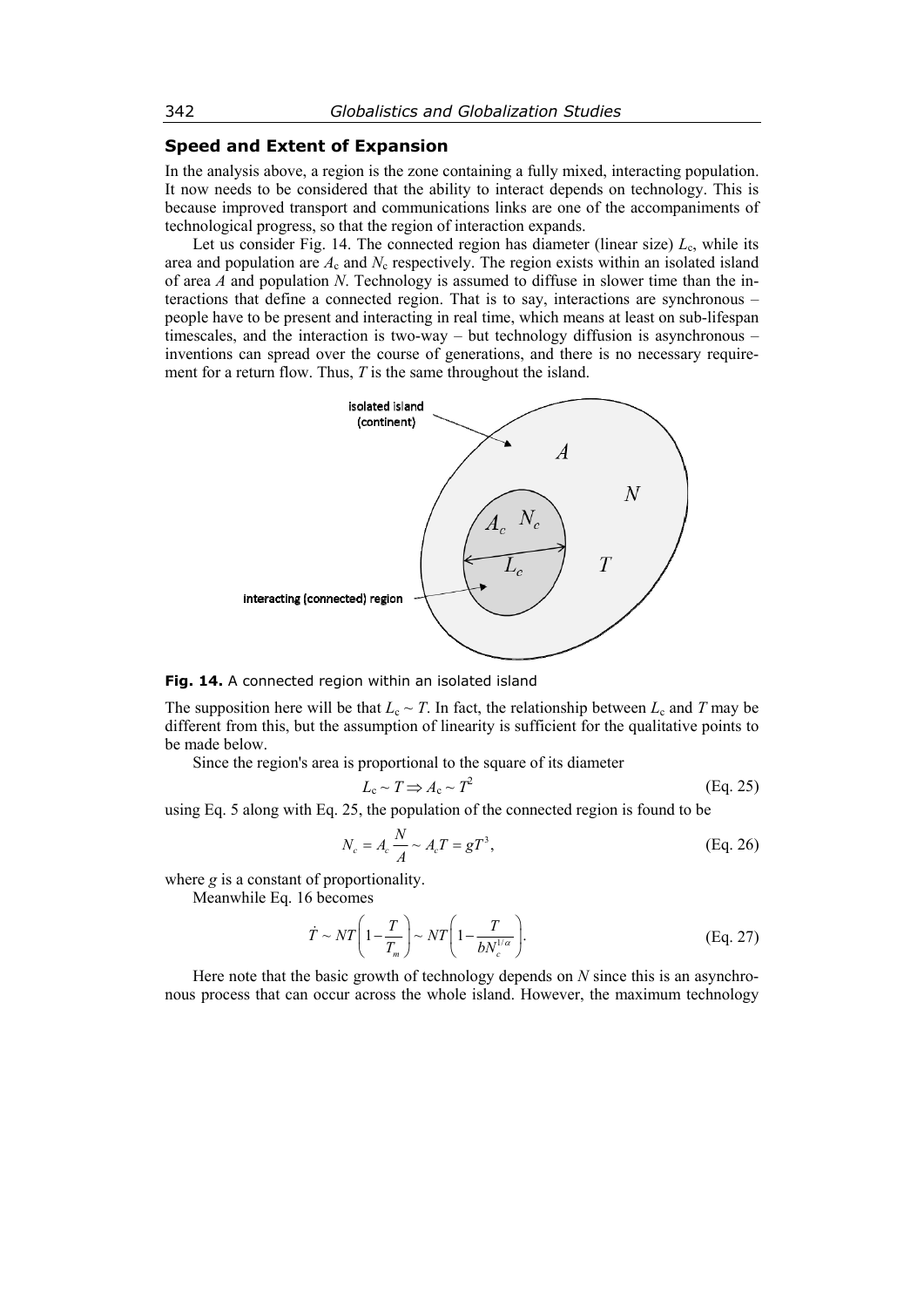### Speed and Extent of Expansion

In the analysis above, a region is the zone containing a fully mixed, interacting population. It now needs to be considered that the ability to interact depends on technology. This is because improved transport and communications links are one of the accompaniments of technological progress, so that the region of interaction expands.

Let us consider Fig. 14. The connected region has diameter (linear size) $L_c$, while its area and population are $A_c$ and $N_c$ respectively. The region exists within an isolated island of area $A$ and population $N$. Technology is assumed to diffuse in slower time than the interactions that define a connected region. That is to say, interactions are synchronous – people have to be present and interacting in real time, which means at least on sub-lifespan timescales, and the interaction is two-way – but technology diffusion is asynchronous – inventions can spread over the course of generations, and there is no necessary requirement for a return flow. Thus, $T$ is the same throughout the island.

**Fig. 14.** A connected region within an isolated island

The supposition here will be that $L_c \sim T$. In fact, the relationship between $L_c$ and $T$ may be different from this, but the assumption of linearity is sufficient for the qualitative points to be made below.

Since the region's area is proportional to the square of its diameter

$$L_c \sim T \Rightarrow A_c \sim T^2 \qquad \text{(Eq. 25)}$$

using Eq. 5 along with Eq. 25, the population of the connected region is found to be

$$N_c = A_c \frac{N}{A} \sim A_c T = gT^3, \qquad \text{(Eq. 26)}$$

where $g$ is a constant of proportionality.

Meanwhile Eq. 16 becomes

$$\dot{T} \sim NT\left(1 - \frac{T}{T_m}\right) \sim NT\left(1 - \frac{T}{bN_c^{1/\alpha}}\right). \qquad \text{(Eq. 27)}$$

Here note that the basic growth of technology depends on $N$ since this is an asynchronous process that can occur across the whole island. However, the maximum technology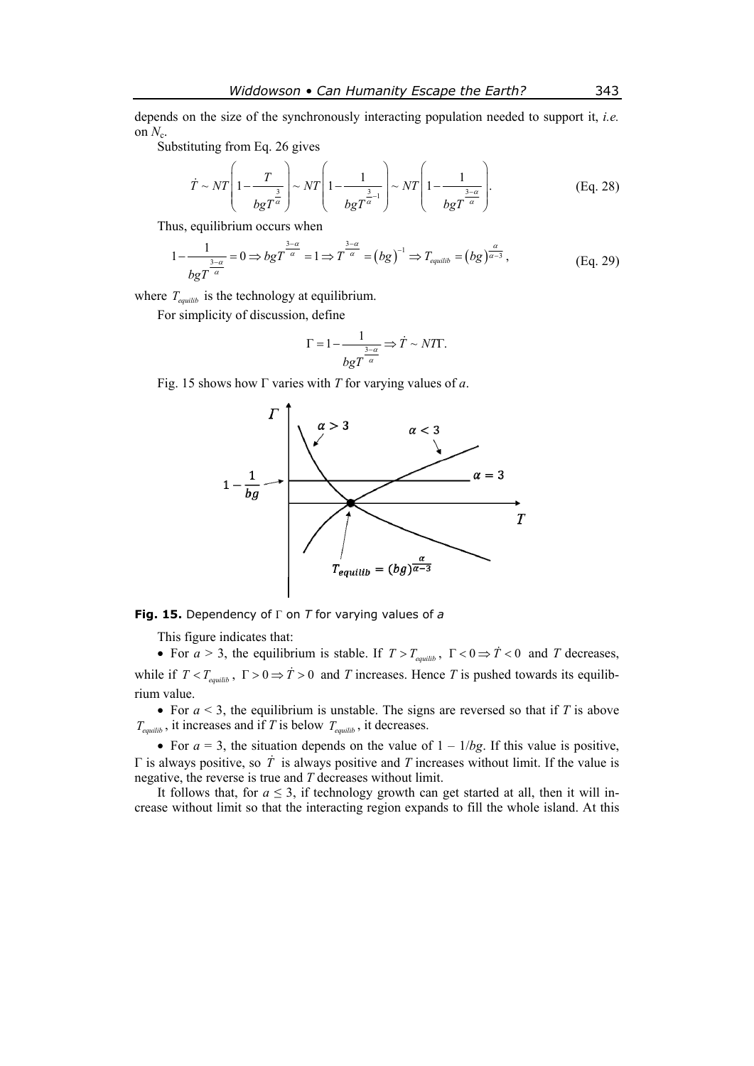depends on the size of the synchronously interacting population needed to support it, *i.e.* on $N_c$.

Substituting from Eq. 26 gives

$$\dot{T} \sim NT\left(1-\frac{T}{bgT^{\frac{3}{\alpha}}}\right) \sim NT\left(1-\frac{1}{bgT^{\frac{3}{\alpha}-1}}\right) \sim NT\left(1-\frac{1}{bgT^{\frac{3-\alpha}{\alpha}}}\right). \quad \text{(Eq. 28)}$$

Thus, equilibrium occurs when

$$1-\frac{1}{bgT^{\frac{3-\alpha}{\alpha}}}=0 \Rightarrow bgT^{\frac{3-\alpha}{\alpha}}=1 \Rightarrow T^{\frac{3-\alpha}{\alpha}}=(bg)^{-1} \Rightarrow T_{equilib}=(bg)^{\frac{\alpha}{\alpha-3}}, \quad \text{(Eq. 29)}$$

where $T_{equilib}$ is the technology at equilibrium.

For simplicity of discussion, define

$$\Gamma = 1-\frac{1}{bgT^{\frac{3-\alpha}{\alpha}}} \Rightarrow \dot{T} \sim NT\Gamma.$$

Fig. 15 shows how $\Gamma$ varies with $T$ for varying values of $a$.

**Fig. 15.** Dependency of $\Gamma$ on $T$ for varying values of $a$

This figure indicates that:

- For $a > 3$, the equilibrium is stable. If $T > T_{equilib}$, $\Gamma < 0 \Rightarrow \dot{T} < 0$ and $T$ decreases, while if $T < T_{equilib}$, $\Gamma > 0 \Rightarrow \dot{T} > 0$ and $T$ increases. Hence $T$ is pushed towards its equilibrium value.
- For $a < 3$, the equilibrium is unstable. The signs are reversed so that if $T$ is above $T_{equilib}$, it increases and if $T$ is below $T_{equilib}$, it decreases.
- For $a = 3$, the situation depends on the value of $1 - 1/bg$. If this value is positive, $\Gamma$ is always positive, so $\dot{T}$ is always positive and $T$ increases without limit. If the value is negative, the reverse is true and $T$ decreases without limit.

It follows that, for $a \le 3$, if technology growth can get started at all, then it will increase without limit so that the interacting region expands to fill the whole island. At this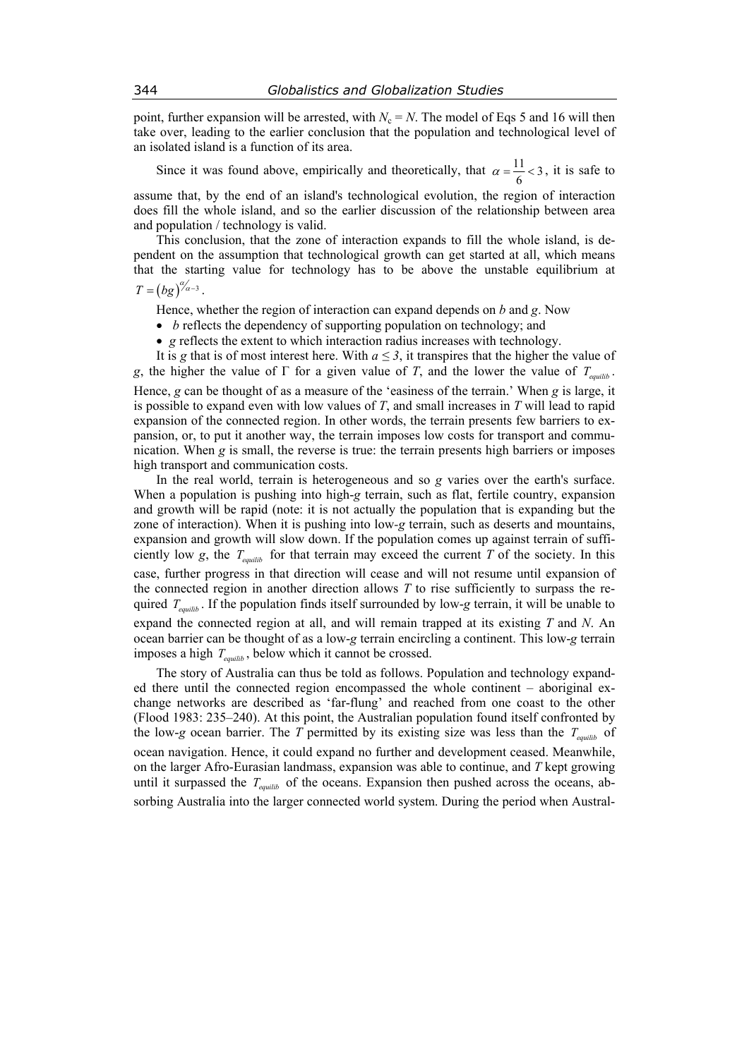point, further expansion will be arrested, with $N_c = N$. The model of Eqs 5 and 16 will then take over, leading to the earlier conclusion that the population and technological level of an isolated island is a function of its area.

Since it was found above, empirically and theoretically, that $\alpha = \frac{11}{6} < 3$, it is safe to assume that, by the end of an island's technological evolution, the region of interaction does fill the whole island, and so the earlier discussion of the relationship between area and population / technology is valid.

This conclusion, that the zone of interaction expands to fill the whole island, is dependent on the assumption that technological growth can get started at all, which means that the starting value for technology has to be above the unstable equilibrium at $T = (bg)^{\alpha/\alpha - 3}$.

Hence, whether the region of interaction can expand depends on *b* and *g*. Now

- *b* reflects the dependency of supporting population on technology; and
- *g* reflects the extent to which interaction radius increases with technology.

It is *g* that is of most interest here. With $a \leq 3$, it transpires that the higher the value of *g*, the higher the value of Γ for a given value of *T*, and the lower the value of $T_{equilib}$. Hence, *g* can be thought of as a measure of the 'easiness of the terrain.' When *g* is large, it is possible to expand even with low values of *T*, and small increases in *T* will lead to rapid expansion of the connected region. In other words, the terrain presents few barriers to expansion, or, to put it another way, the terrain imposes low costs for transport and communication. When *g* is small, the reverse is true: the terrain presents high barriers or imposes high transport and communication costs.

In the real world, terrain is heterogeneous and so *g* varies over the earth's surface. When a population is pushing into high-*g* terrain, such as flat, fertile country, expansion and growth will be rapid (note: it is not actually the population that is expanding but the zone of interaction). When it is pushing into low-*g* terrain, such as deserts and mountains, expansion and growth will slow down. If the population comes up against terrain of sufficiently low *g*, the $T_{equilib}$ for that terrain may exceed the current *T* of the society. In this case, further progress in that direction will cease and will not resume until expansion of the connected region in another direction allows *T* to rise sufficiently to surpass the required $T_{equilib}$. If the population finds itself surrounded by low-*g* terrain, it will be unable to expand the connected region at all, and will remain trapped at its existing *T* and *N*. An ocean barrier can be thought of as a low-*g* terrain encircling a continent. This low-*g* terrain imposes a high $T_{equilib}$, below which it cannot be crossed.

The story of Australia can thus be told as follows. Population and technology expanded there until the connected region encompassed the whole continent – aboriginal exchange networks are described as 'far-flung' and reached from one coast to the other (Flood 1983: 235–240). At this point, the Australian population found itself confronted by the low-*g* ocean barrier. The *T* permitted by its existing size was less than the $T_{equilib}$ of ocean navigation. Hence, it could expand no further and development ceased. Meanwhile, on the larger Afro-Eurasian landmass, expansion was able to continue, and *T* kept growing until it surpassed the $T_{equilib}$ of the oceans. Expansion then pushed across the oceans, absorbing Australia into the larger connected world system. During the period when Austral-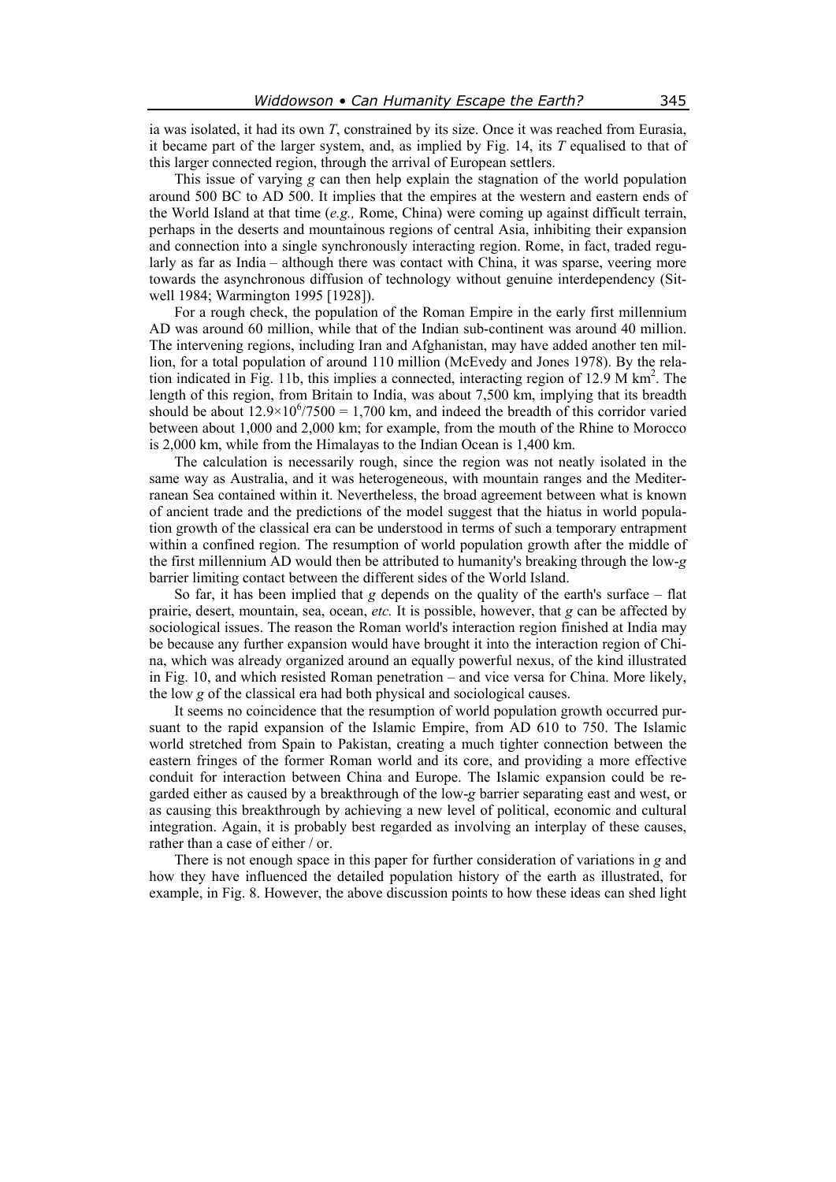ia was isolated, it had its own *T*, constrained by its size. Once it was reached from Eurasia, it became part of the larger system, and, as implied by Fig. 14, its *T* equalised to that of this larger connected region, through the arrival of European settlers.

This issue of varying *g* can then help explain the stagnation of the world population around 500 BC to AD 500. It implies that the empires at the western and eastern ends of the World Island at that time (*e.g.,* Rome, China) were coming up against difficult terrain, perhaps in the deserts and mountainous regions of central Asia, inhibiting their expansion and connection into a single synchronously interacting region. Rome, in fact, traded regularly as far as India – although there was contact with China, it was sparse, veering more towards the asynchronous diffusion of technology without genuine interdependency (Sitwell 1984; Warmington 1995 [1928]).

For a rough check, the population of the Roman Empire in the early first millennium AD was around 60 million, while that of the Indian sub-continent was around 40 million. The intervening regions, including Iran and Afghanistan, may have added another ten million, for a total population of around 110 million (McEvedy and Jones 1978). By the relation indicated in Fig. 11b, this implies a connected, interacting region of 12.9 M $km^2$. The length of this region, from Britain to India, was about 7,500 km, implying that its breadth should be about $12.9\times10^6/7500 = 1{,}700$ km, and indeed the breadth of this corridor varied between about 1,000 and 2,000 km; for example, from the mouth of the Rhine to Morocco is 2,000 km, while from the Himalayas to the Indian Ocean is 1,400 km.

The calculation is necessarily rough, since the region was not neatly isolated in the same way as Australia, and it was heterogeneous, with mountain ranges and the Mediterranean Sea contained within it. Nevertheless, the broad agreement between what is known of ancient trade and the predictions of the model suggest that the hiatus in world population growth of the classical era can be understood in terms of such a temporary entrapment within a confined region. The resumption of world population growth after the middle of the first millennium AD would then be attributed to humanity's breaking through the low-*g* barrier limiting contact between the different sides of the World Island.

So far, it has been implied that *g* depends on the quality of the earth's surface – flat prairie, desert, mountain, sea, ocean, *etc.* It is possible, however, that *g* can be affected by sociological issues. The reason the Roman world's interaction region finished at India may be because any further expansion would have brought it into the interaction region of China, which was already organized around an equally powerful nexus, of the kind illustrated in Fig. 10, and which resisted Roman penetration – and vice versa for China. More likely, the low *g* of the classical era had both physical and sociological causes.

It seems no coincidence that the resumption of world population growth occurred pursuant to the rapid expansion of the Islamic Empire, from AD 610 to 750. The Islamic world stretched from Spain to Pakistan, creating a much tighter connection between the eastern fringes of the former Roman world and its core, and providing a more effective conduit for interaction between China and Europe. The Islamic expansion could be regarded either as caused by a breakthrough of the low-*g* barrier separating east and west, or as causing this breakthrough by achieving a new level of political, economic and cultural integration. Again, it is probably best regarded as involving an interplay of these causes, rather than a case of either / or.

There is not enough space in this paper for further consideration of variations in *g* and how they have influenced the detailed population history of the earth as illustrated, for example, in Fig. 8. However, the above discussion points to how these ideas can shed light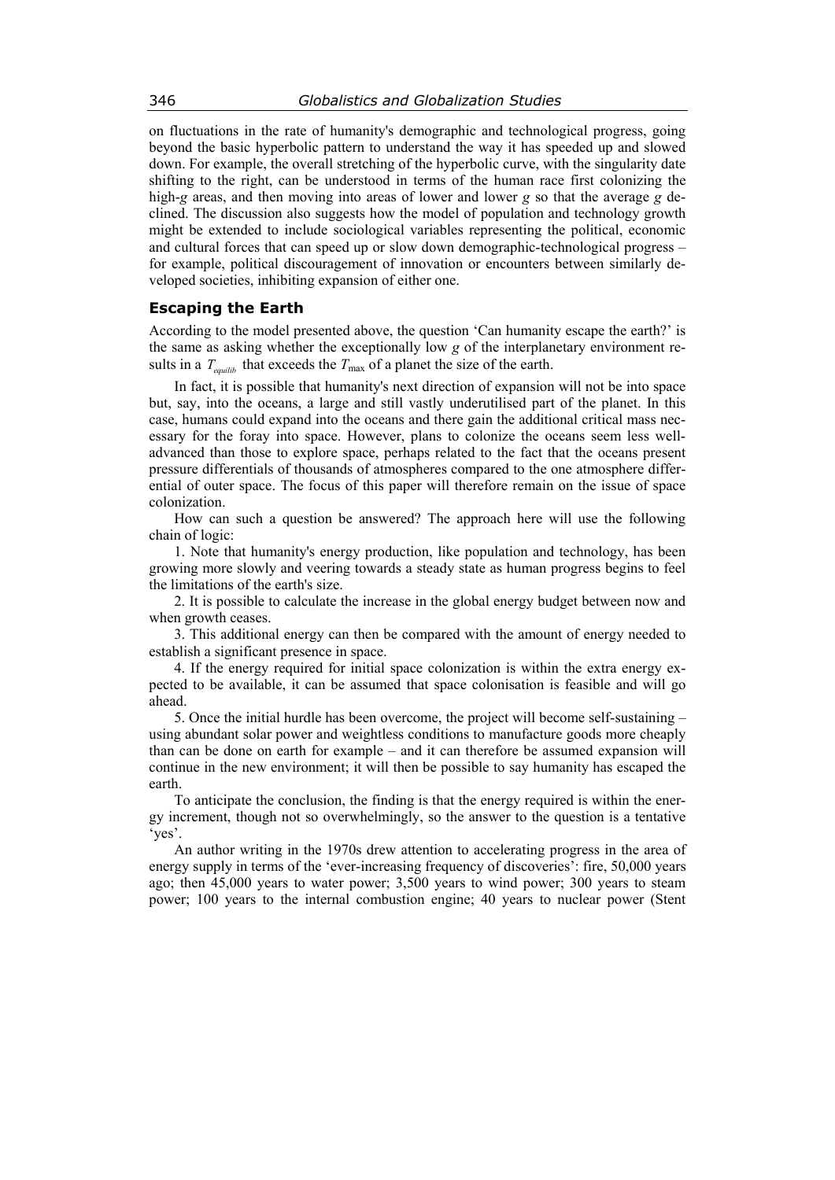on fluctuations in the rate of humanity's demographic and technological progress, going beyond the basic hyperbolic pattern to understand the way it has speeded up and slowed down. For example, the overall stretching of the hyperbolic curve, with the singularity date shifting to the right, can be understood in terms of the human race first colonizing the high-$g$ areas, and then moving into areas of lower and lower $g$ so that the average $g$ declined. The discussion also suggests how the model of population and technology growth might be extended to include sociological variables representing the political, economic and cultural forces that can speed up or slow down demographic-technological progress – for example, political discouragement of innovation or encounters between similarly developed societies, inhibiting expansion of either one.

## Escaping the Earth

According to the model presented above, the question 'Can humanity escape the earth?' is the same as asking whether the exceptionally low $g$ of the interplanetary environment results in a $T_{equilib}$ that exceeds the $T_{\max}$ of a planet the size of the earth.

In fact, it is possible that humanity's next direction of expansion will not be into space but, say, into the oceans, a large and still vastly underutilised part of the planet. In this case, humans could expand into the oceans and there gain the additional critical mass necessary for the foray into space. However, plans to colonize the oceans seem less well-advanced than those to explore space, perhaps related to the fact that the oceans present pressure differentials of thousands of atmospheres compared to the one atmosphere differential of outer space. The focus of this paper will therefore remain on the issue of space colonization.

How can such a question be answered? The approach here will use the following chain of logic:

1. Note that humanity's energy production, like population and technology, has been growing more slowly and veering towards a steady state as human progress begins to feel the limitations of the earth's size.

2. It is possible to calculate the increase in the global energy budget between now and when growth ceases.

3. This additional energy can then be compared with the amount of energy needed to establish a significant presence in space.

4. If the energy required for initial space colonization is within the extra energy expected to be available, it can be assumed that space colonisation is feasible and will go ahead.

5. Once the initial hurdle has been overcome, the project will become self-sustaining – using abundant solar power and weightless conditions to manufacture goods more cheaply than can be done on earth for example – and it can therefore be assumed expansion will continue in the new environment; it will then be possible to say humanity has escaped the earth.

To anticipate the conclusion, the finding is that the energy required is within the energy increment, though not so overwhelmingly, so the answer to the question is a tentative 'yes'.

An author writing in the 1970s drew attention to accelerating progress in the area of energy supply in terms of the 'ever-increasing frequency of discoveries': fire, 50,000 years ago; then 45,000 years to water power; 3,500 years to wind power; 300 years to steam power; 100 years to the internal combustion engine; 40 years to nuclear power (Stent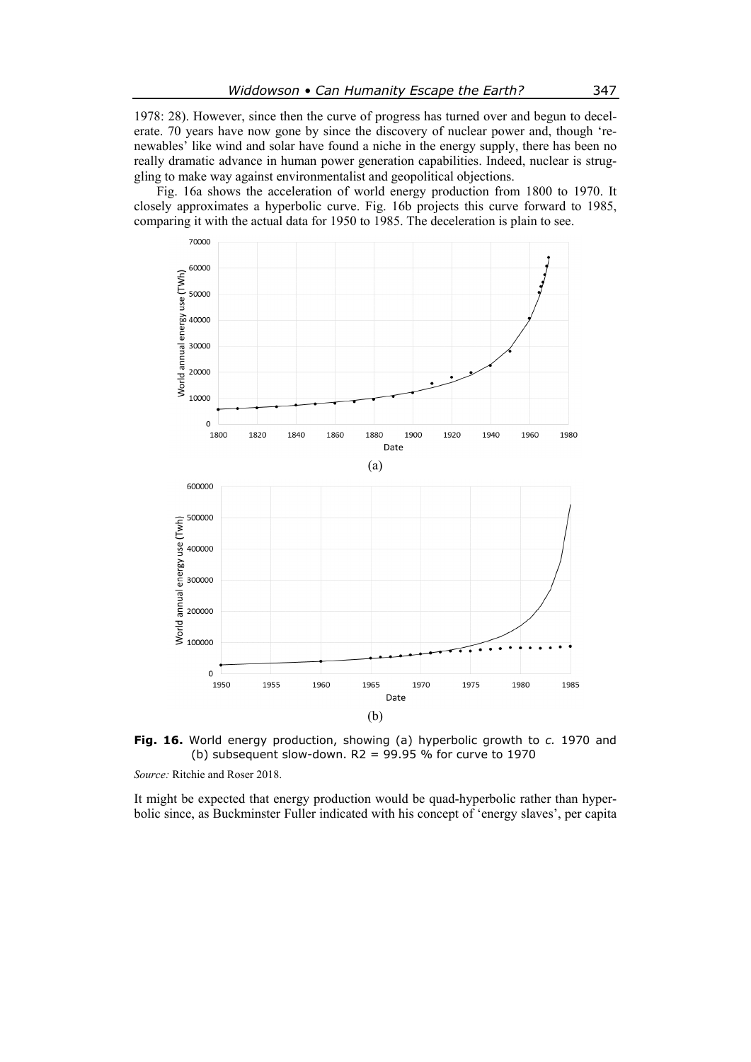1978: 28). However, since then the curve of progress has turned over and begun to decelerate. 70 years have now gone by since the discovery of nuclear power and, though 'renewables' like wind and solar have found a niche in the energy supply, there has been no really dramatic advance in human power generation capabilities. Indeed, nuclear is struggling to make way against environmentalist and geopolitical objections.

Fig. 16a shows the acceleration of world energy production from 1800 to 1970. It closely approximates a hyperbolic curve. Fig. 16b projects this curve forward to 1985, comparing it with the actual data for 1950 to 1985. The deceleration is plain to see.

(a)

(b)

**Fig. 16.** World energy production, showing (a) hyperbolic growth to *c.* 1970 and (b) subsequent slow-down. R2 = 99.95 % for curve to 1970

*Source:* Ritchie and Roser 2018.

It might be expected that energy production would be quad-hyperbolic rather than hyperbolic since, as Buckminster Fuller indicated with his concept of 'energy slaves', per capita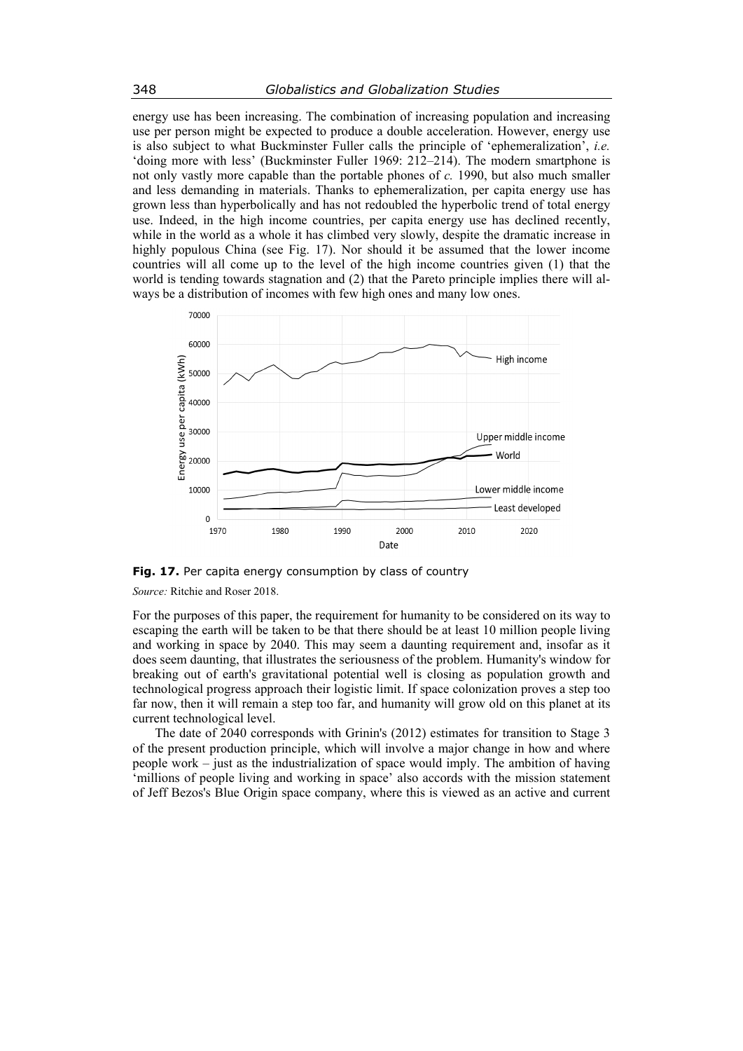energy use has been increasing. The combination of increasing population and increasing use per person might be expected to produce a double acceleration. However, energy use is also subject to what Buckminster Fuller calls the principle of 'ephemeralization', *i.e.* 'doing more with less' (Buckminster Fuller 1969: 212–214). The modern smartphone is not only vastly more capable than the portable phones of *c.* 1990, but also much smaller and less demanding in materials. Thanks to ephemeralization, per capita energy use has grown less than hyperbolically and has not redoubled the hyperbolic trend of total energy use. Indeed, in the high income countries, per capita energy use has declined recently, while in the world as a whole it has climbed very slowly, despite the dramatic increase in highly populous China (see Fig. 17). Nor should it be assumed that the lower income countries will all come up to the level of the high income countries given (1) that the world is tending towards stagnation and (2) that the Pareto principle implies there will always be a distribution of incomes with few high ones and many low ones.

**Fig. 17.** Per capita energy consumption by class of country

*Source:* Ritchie and Roser 2018.

For the purposes of this paper, the requirement for humanity to be considered on its way to escaping the earth will be taken to be that there should be at least 10 million people living and working in space by 2040. This may seem a daunting requirement and, insofar as it does seem daunting, that illustrates the seriousness of the problem. Humanity's window for breaking out of earth's gravitational potential well is closing as population growth and technological progress approach their logistic limit. If space colonization proves a step too far now, then it will remain a step too far, and humanity will grow old on this planet at its current technological level.

The date of 2040 corresponds with Grinin's (2012) estimates for transition to Stage 3 of the present production principle, which will involve a major change in how and where people work – just as the industrialization of space would imply. The ambition of having 'millions of people living and working in space' also accords with the mission statement of Jeff Bezos's Blue Origin space company, where this is viewed as an active and current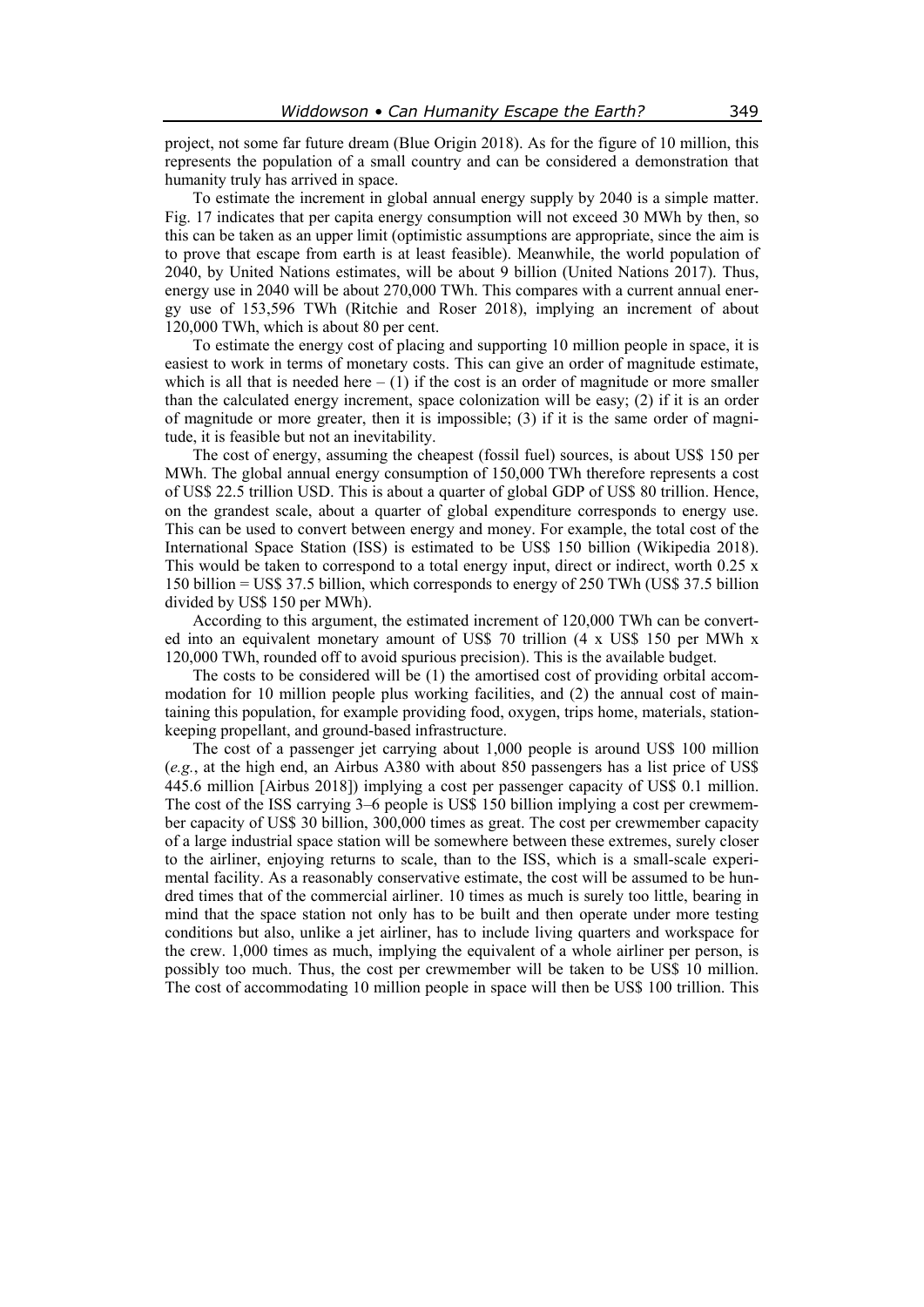project, not some far future dream (Blue Origin 2018). As for the figure of 10 million, this represents the population of a small country and can be considered a demonstration that humanity truly has arrived in space.

To estimate the increment in global annual energy supply by 2040 is a simple matter. Fig. 17 indicates that per capita energy consumption will not exceed 30 MWh by then, so this can be taken as an upper limit (optimistic assumptions are appropriate, since the aim is to prove that escape from earth is at least feasible). Meanwhile, the world population of 2040, by United Nations estimates, will be about 9 billion (United Nations 2017). Thus, energy use in 2040 will be about 270,000 TWh. This compares with a current annual energy use of 153,596 TWh (Ritchie and Roser 2018), implying an increment of about 120,000 TWh, which is about 80 per cent.

To estimate the energy cost of placing and supporting 10 million people in space, it is easiest to work in terms of monetary costs. This can give an order of magnitude estimate, which is all that is needed here – (1) if the cost is an order of magnitude or more smaller than the calculated energy increment, space colonization will be easy; (2) if it is an order of magnitude or more greater, then it is impossible; (3) if it is the same order of magnitude, it is feasible but not an inevitability.

The cost of energy, assuming the cheapest (fossil fuel) sources, is about US$ 150 per MWh. The global annual energy consumption of 150,000 TWh therefore represents a cost of US$ 22.5 trillion USD. This is about a quarter of global GDP of US$ 80 trillion. Hence, on the grandest scale, about a quarter of global expenditure corresponds to energy use. This can be used to convert between energy and money. For example, the total cost of the International Space Station (ISS) is estimated to be US$ 150 billion (Wikipedia 2018). This would be taken to correspond to a total energy input, direct or indirect, worth 0.25 x 150 billion = US$ 37.5 billion, which corresponds to energy of 250 TWh (US$ 37.5 billion divided by US$ 150 per MWh).

According to this argument, the estimated increment of 120,000 TWh can be converted into an equivalent monetary amount of US$ 70 trillion (4 x US$ 150 per MWh x 120,000 TWh, rounded off to avoid spurious precision). This is the available budget.

The costs to be considered will be (1) the amortised cost of providing orbital accommodation for 10 million people plus working facilities, and (2) the annual cost of maintaining this population, for example providing food, oxygen, trips home, materials, station-keeping propellant, and ground-based infrastructure.

The cost of a passenger jet carrying about 1,000 people is around US$ 100 million (*e.g.*, at the high end, an Airbus A380 with about 850 passengers has a list price of US$ 445.6 million [Airbus 2018]) implying a cost per passenger capacity of US$ 0.1 million. The cost of the ISS carrying 3–6 people is US$ 150 billion implying a cost per crewmember capacity of US$ 30 billion, 300,000 times as great. The cost per crewmember capacity of a large industrial space station will be somewhere between these extremes, surely closer to the airliner, enjoying returns to scale, than to the ISS, which is a small-scale experimental facility. As a reasonably conservative estimate, the cost will be assumed to be hundred times that of the commercial airliner. 10 times as much is surely too little, bearing in mind that the space station not only has to be built and then operate under more testing conditions but also, unlike a jet airliner, has to include living quarters and workspace for the crew. 1,000 times as much, implying the equivalent of a whole airliner per person, is possibly too much. Thus, the cost per crewmember will be taken to be US$ 10 million. The cost of accommodating 10 million people in space will then be US$ 100 trillion. This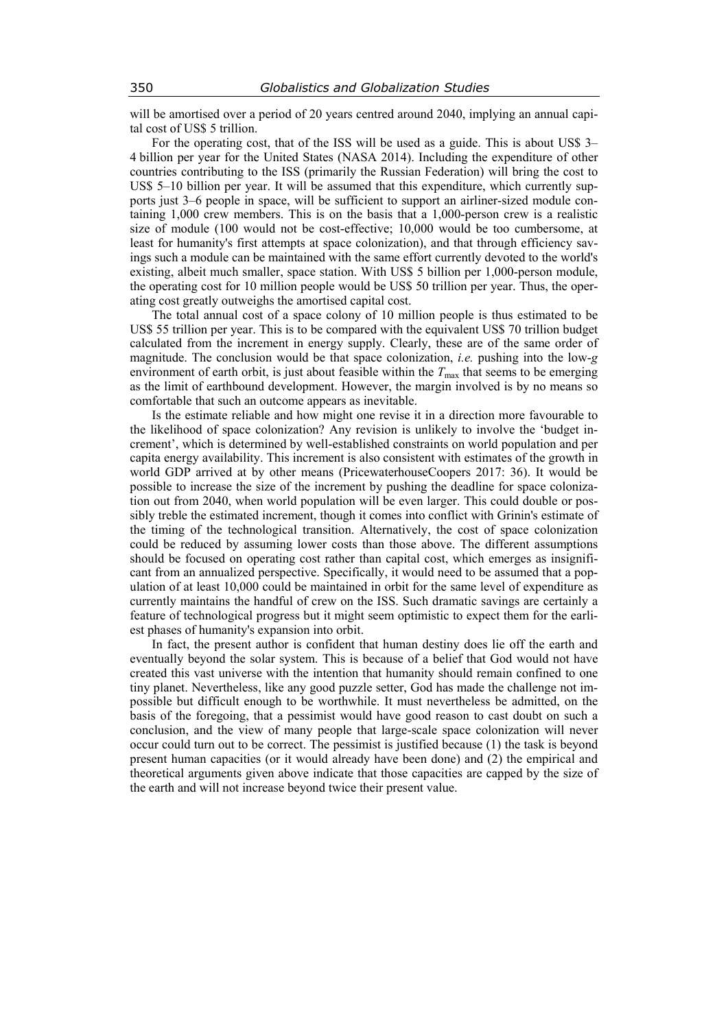will be amortised over a period of 20 years centred around 2040, implying an annual capital cost of US$ 5 trillion.

For the operating cost, that of the ISS will be used as a guide. This is about US$ 3–4 billion per year for the United States (NASA 2014). Including the expenditure of other countries contributing to the ISS (primarily the Russian Federation) will bring the cost to US$ 5–10 billion per year. It will be assumed that this expenditure, which currently supports just 3–6 people in space, will be sufficient to support an airliner-sized module containing 1,000 crew members. This is on the basis that a 1,000-person crew is a realistic size of module (100 would not be cost-effective; 10,000 would be too cumbersome, at least for humanity's first attempts at space colonization), and that through efficiency savings such a module can be maintained with the same effort currently devoted to the world's existing, albeit much smaller, space station. With US$ 5 billion per 1,000-person module, the operating cost for 10 million people would be US$ 50 trillion per year. Thus, the operating cost greatly outweighs the amortised capital cost.

The total annual cost of a space colony of 10 million people is thus estimated to be US$ 55 trillion per year. This is to be compared with the equivalent US$ 70 trillion budget calculated from the increment in energy supply. Clearly, these are of the same order of magnitude. The conclusion would be that space colonization, *i.e.* pushing into the low-$g$ environment of earth orbit, is just about feasible within the $T_{max}$ that seems to be emerging as the limit of earthbound development. However, the margin involved is by no means so comfortable that such an outcome appears as inevitable.

Is the estimate reliable and how might one revise it in a direction more favourable to the likelihood of space colonization? Any revision is unlikely to involve the 'budget increment', which is determined by well-established constraints on world population and per capita energy availability. This increment is also consistent with estimates of the growth in world GDP arrived at by other means (PricewaterhouseCoopers 2017: 36). It would be possible to increase the size of the increment by pushing the deadline for space colonization out from 2040, when world population will be even larger. This could double or possibly treble the estimated increment, though it comes into conflict with Grinin's estimate of the timing of the technological transition. Alternatively, the cost of space colonization could be reduced by assuming lower costs than those above. The different assumptions should be focused on operating cost rather than capital cost, which emerges as insignificant from an annualized perspective. Specifically, it would need to be assumed that a population of at least 10,000 could be maintained in orbit for the same level of expenditure as currently maintains the handful of crew on the ISS. Such dramatic savings are certainly a feature of technological progress but it might seem optimistic to expect them for the earliest phases of humanity's expansion into orbit.

In fact, the present author is confident that human destiny does lie off the earth and eventually beyond the solar system. This is because of a belief that God would not have created this vast universe with the intention that humanity should remain confined to one tiny planet. Nevertheless, like any good puzzle setter, God has made the challenge not impossible but difficult enough to be worthwhile. It must nevertheless be admitted, on the basis of the foregoing, that a pessimist would have good reason to cast doubt on such a conclusion, and the view of many people that large-scale space colonization will never occur could turn out to be correct. The pessimist is justified because (1) the task is beyond present human capacities (or it would already have been done) and (2) the empirical and theoretical arguments given above indicate that those capacities are capped by the size of the earth and will not increase beyond twice their present value.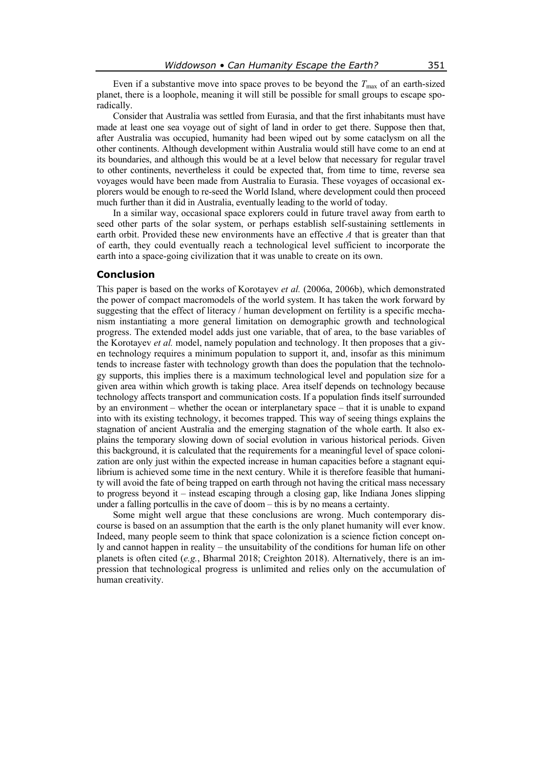Even if a substantive move into space proves to be beyond the $T_{max}$ of an earth-sized planet, there is a loophole, meaning it will still be possible for small groups to escape sporadically.

Consider that Australia was settled from Eurasia, and that the first inhabitants must have made at least one sea voyage out of sight of land in order to get there. Suppose then that, after Australia was occupied, humanity had been wiped out by some cataclysm on all the other continents. Although development within Australia would still have come to an end at its boundaries, and although this would be at a level below that necessary for regular travel to other continents, nevertheless it could be expected that, from time to time, reverse sea voyages would have been made from Australia to Eurasia. These voyages of occasional explorers would be enough to re-seed the World Island, where development could then proceed much further than it did in Australia, eventually leading to the world of today.

In a similar way, occasional space explorers could in future travel away from earth to seed other parts of the solar system, or perhaps establish self-sustaining settlements in earth orbit. Provided these new environments have an effective $A$ that is greater than that of earth, they could eventually reach a technological level sufficient to incorporate the earth into a space-going civilization that it was unable to create on its own.

## Conclusion

This paper is based on the works of Korotayev *et al.* (2006a, 2006b), which demonstrated the power of compact macromodels of the world system. It has taken the work forward by suggesting that the effect of literacy / human development on fertility is a specific mechanism instantiating a more general limitation on demographic growth and technological progress. The extended model adds just one variable, that of area, to the base variables of the Korotayev *et al.* model, namely population and technology. It then proposes that a given technology requires a minimum population to support it, and, insofar as this minimum tends to increase faster with technology growth than does the population that the technology supports, this implies there is a maximum technological level and population size for a given area within which growth is taking place. Area itself depends on technology because technology affects transport and communication costs. If a population finds itself surrounded by an environment – whether the ocean or interplanetary space – that it is unable to expand into with its existing technology, it becomes trapped. This way of seeing things explains the stagnation of ancient Australia and the emerging stagnation of the whole earth. It also explains the temporary slowing down of social evolution in various historical periods. Given this background, it is calculated that the requirements for a meaningful level of space colonization are only just within the expected increase in human capacities before a stagnant equilibrium is achieved some time in the next century. While it is therefore feasible that humanity will avoid the fate of being trapped on earth through not having the critical mass necessary to progress beyond it – instead escaping through a closing gap, like Indiana Jones slipping under a falling portcullis in the cave of doom – this is by no means a certainty.

Some might well argue that these conclusions are wrong. Much contemporary discourse is based on an assumption that the earth is the only planet humanity will ever know. Indeed, many people seem to think that space colonization is a science fiction concept only and cannot happen in reality – the unsuitability of the conditions for human life on other planets is often cited (*e.g.*, Bharmal 2018; Creighton 2018). Alternatively, there is an impression that technological progress is unlimited and relies only on the accumulation of human creativity.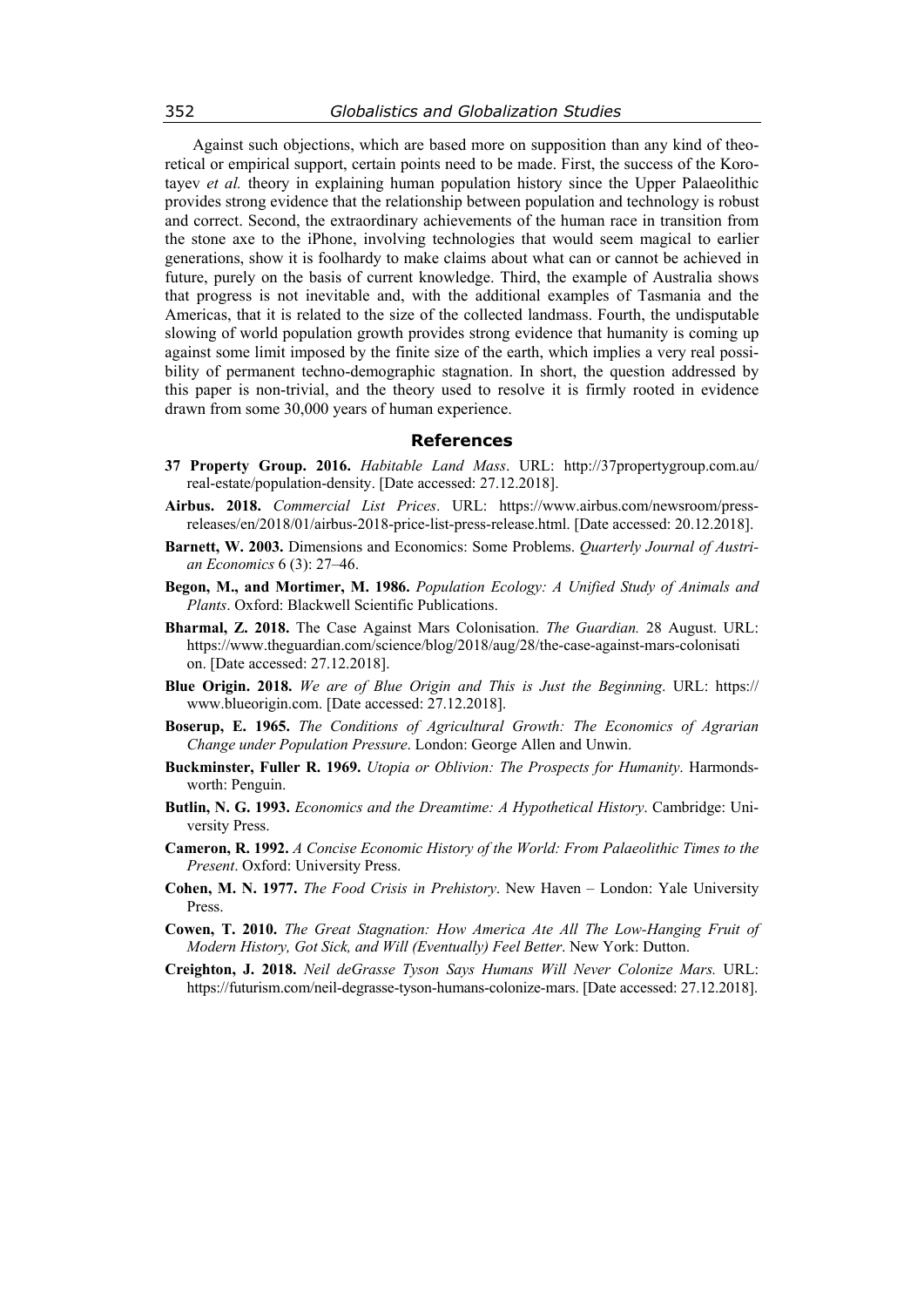Against such objections, which are based more on supposition than any kind of theoretical or empirical support, certain points need to be made. First, the success of the Korotayev *et al.* theory in explaining human population history since the Upper Palaeolithic provides strong evidence that the relationship between population and technology is robust and correct. Second, the extraordinary achievements of the human race in transition from the stone axe to the iPhone, involving technologies that would seem magical to earlier generations, show it is foolhardy to make claims about what can or cannot be achieved in future, purely on the basis of current knowledge. Third, the example of Australia shows that progress is not inevitable and, with the additional examples of Tasmania and the Americas, that it is related to the size of the collected landmass. Fourth, the undisputable slowing of world population growth provides strong evidence that humanity is coming up against some limit imposed by the finite size of the earth, which implies a very real possibility of permanent techno-demographic stagnation. In short, the question addressed by this paper is non-trivial, and the theory used to resolve it is firmly rooted in evidence drawn from some 30,000 years of human experience.

## References

**37 Property Group. 2016.** *Habitable Land Mass*. URL: http://37propertygroup.com.au/real-estate/population-density. [Date accessed: 27.12.2018].

**Airbus. 2018.** *Commercial List Prices*. URL: https://www.airbus.com/newsroom/press-releases/en/2018/01/airbus-2018-price-list-press-release.html. [Date accessed: 20.12.2018].

**Barnett, W. 2003.** Dimensions and Economics: Some Problems. *Quarterly Journal of Austrian Economics* 6 (3): 27–46.

**Begon, M., and Mortimer, M. 1986.** *Population Ecology: A Unified Study of Animals and Plants*. Oxford: Blackwell Scientific Publications.

**Bharmal, Z. 2018.** The Case Against Mars Colonisation. *The Guardian.* 28 August. URL: https://www.theguardian.com/science/blog/2018/aug/28/the-case-against-mars-colonisation. [Date accessed: 27.12.2018].

**Blue Origin. 2018.** *We are of Blue Origin and This is Just the Beginning*. URL: https://www.blueorigin.com. [Date accessed: 27.12.2018].

**Boserup, E. 1965.** *The Conditions of Agricultural Growth: The Economics of Agrarian Change under Population Pressure*. London: George Allen and Unwin.

**Buckminster, Fuller R. 1969.** *Utopia or Oblivion: The Prospects for Humanity*. Harmondsworth: Penguin.

**Butlin, N. G. 1993.** *Economics and the Dreamtime: A Hypothetical History*. Cambridge: University Press.

**Cameron, R. 1992.** *A Concise Economic History of the World: From Palaeolithic Times to the Present*. Oxford: University Press.

**Cohen, M. N. 1977.** *The Food Crisis in Prehistory*. New Haven – London: Yale University Press.

**Cowen, T. 2010.** *The Great Stagnation: How America Ate All The Low-Hanging Fruit of Modern History, Got Sick, and Will (Eventually) Feel Better*. New York: Dutton.

**Creighton, J. 2018.** *Neil deGrasse Tyson Says Humans Will Never Colonize Mars.* URL: https://futurism.com/neil-degrasse-tyson-humans-colonize-mars. [Date accessed: 27.12.2018].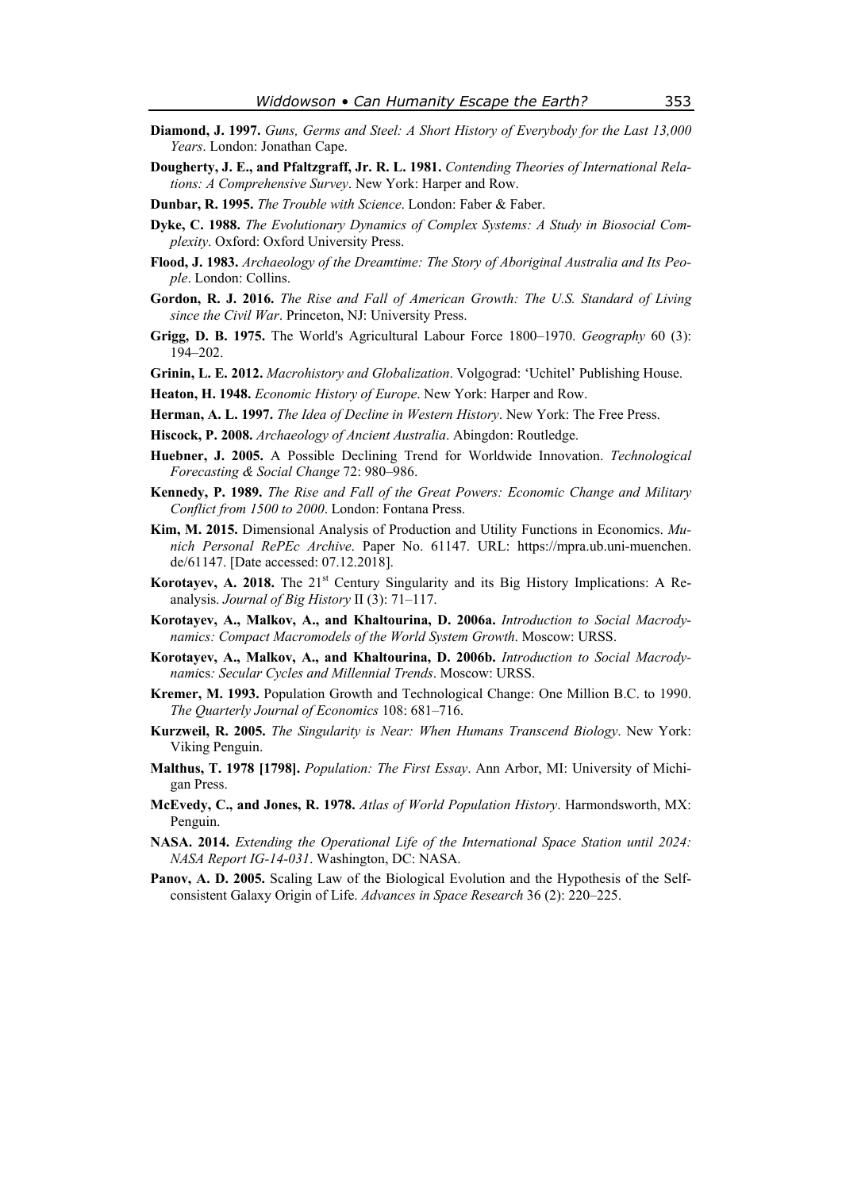**Diamond, J. 1997.** *Guns, Germs and Steel: A Short History of Everybody for the Last 13,000 Years*. London: Jonathan Cape.

**Dougherty, J. E., and Pfaltzgraff, Jr. R. L. 1981.** *Contending Theories of International Relations: A Comprehensive Survey*. New York: Harper and Row.

**Dunbar, R. 1995.** *The Trouble with Science*. London: Faber & Faber.

**Dyke, C. 1988.** *The Evolutionary Dynamics of Complex Systems: A Study in Biosocial Complexity*. Oxford: Oxford University Press.

**Flood, J. 1983.** *Archaeology of the Dreamtime: The Story of Aboriginal Australia and Its People*. London: Collins.

**Gordon, R. J. 2016.** *The Rise and Fall of American Growth: The U.S. Standard of Living since the Civil War*. Princeton, NJ: University Press.

**Grigg, D. B. 1975.** The World's Agricultural Labour Force 1800–1970. *Geography* 60 (3): 194–202.

**Grinin, L. E. 2012.** *Macrohistory and Globalization*. Volgograd: 'Uchitel' Publishing House.

**Heaton, H. 1948.** *Economic History of Europe*. New York: Harper and Row.

**Herman, A. L. 1997.** *The Idea of Decline in Western History*. New York: The Free Press.

**Hiscock, P. 2008.** *Archaeology of Ancient Australia*. Abingdon: Routledge.

**Huebner, J. 2005.** A Possible Declining Trend for Worldwide Innovation. *Technological Forecasting & Social Change* 72: 980–986.

**Kennedy, P. 1989.** *The Rise and Fall of the Great Powers: Economic Change and Military Conflict from 1500 to 2000*. London: Fontana Press.

**Kim, M. 2015.** Dimensional Analysis of Production and Utility Functions in Economics. *Munich Personal RePEc Archive*. Paper No. 61147. URL: https://mpra.ub.uni-muenchen.de/61147. [Date accessed: 07.12.2018].

**Korotayev, A. 2018.** The 21st Century Singularity and its Big History Implications: A Reanalysis. *Journal of Big History* II (3): 71–117.

**Korotayev, A., Malkov, A., and Khaltourina, D. 2006a.** *Introduction to Social Macrodynamics: Compact Macromodels of the World System Growth*. Moscow: URSS.

**Korotayev, A., Malkov, A., and Khaltourina, D. 2006b.** *Introduction to Social Macrodynamics: Secular Cycles and Millennial Trends*. Moscow: URSS.

**Kremer, M. 1993.** Population Growth and Technological Change: One Million B.C. to 1990. *The Quarterly Journal of Economics* 108: 681–716.

**Kurzweil, R. 2005.** *The Singularity is Near: When Humans Transcend Biology*. New York: Viking Penguin.

**Malthus, T. 1978 [1798].** *Population: The First Essay*. Ann Arbor, MI: University of Michigan Press.

**McEvedy, C., and Jones, R. 1978.** *Atlas of World Population History*. Harmondsworth, MX: Penguin.

**NASA. 2014.** *Extending the Operational Life of the International Space Station until 2024: NASA Report IG-14-031*. Washington, DC: NASA.

**Panov, A. D. 2005.** Scaling Law of the Biological Evolution and the Hypothesis of the Self-consistent Galaxy Origin of Life. *Advances in Space Research* 36 (2): 220–225.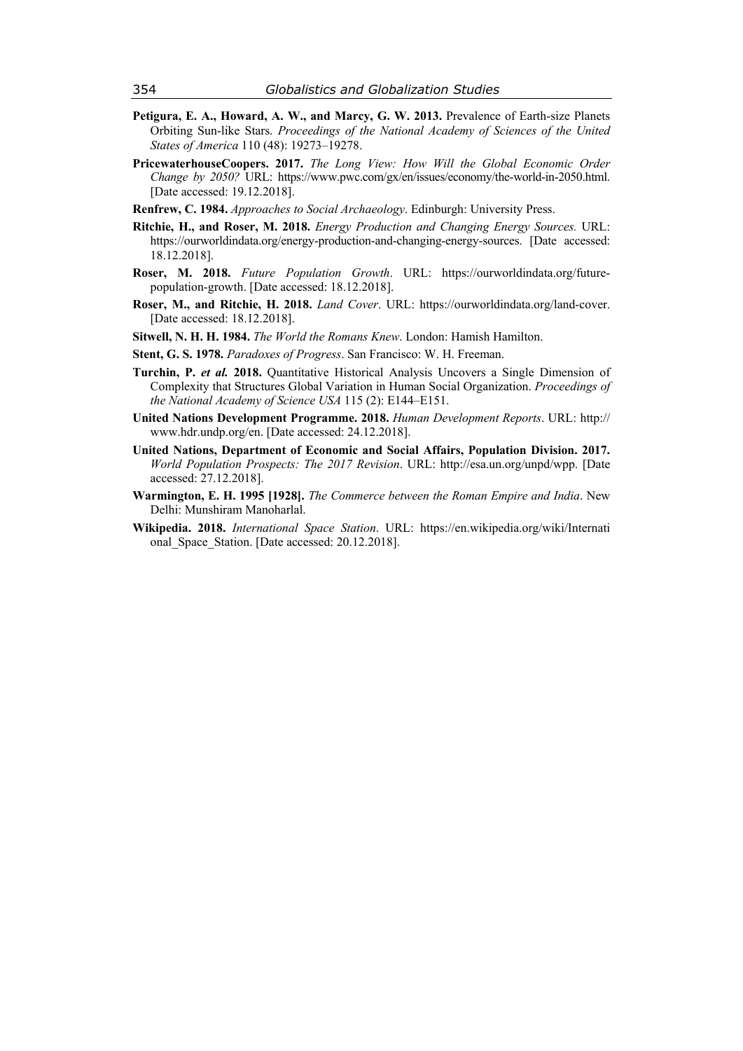**Petigura, E. A., Howard, A. W., and Marcy, G. W. 2013.** Prevalence of Earth-size Planets Orbiting Sun-like Stars. *Proceedings of the National Academy of Sciences of the United States of America* 110 (48): 19273–19278.

**PricewaterhouseCoopers. 2017.** *The Long View: How Will the Global Economic Order Change by 2050?* URL: https://www.pwc.com/gx/en/issues/economy/the-world-in-2050.html. [Date accessed: 19.12.2018].

**Renfrew, C. 1984.** *Approaches to Social Archaeology*. Edinburgh: University Press.

**Ritchie, H., and Roser, M. 2018.** *Energy Production and Changing Energy Sources.* URL: https://ourworldindata.org/energy-production-and-changing-energy-sources. [Date accessed: 18.12.2018].

**Roser, M. 2018.** *Future Population Growth*. URL: https://ourworldindata.org/future-population-growth. [Date accessed: 18.12.2018].

**Roser, M., and Ritchie, H. 2018.** *Land Cover*. URL: https://ourworldindata.org/land-cover. [Date accessed: 18.12.2018].

**Sitwell, N. H. H. 1984.** *The World the Romans Knew*. London: Hamish Hamilton.

**Stent, G. S. 1978.** *Paradoxes of Progress*. San Francisco: W. H. Freeman.

**Turchin, P. *et al.* 2018.** Quantitative Historical Analysis Uncovers a Single Dimension of Complexity that Structures Global Variation in Human Social Organization. *Proceedings of the National Academy of Science USA* 115 (2): E144–E151.

**United Nations Development Programme. 2018.** *Human Development Reports*. URL: http://www.hdr.undp.org/en. [Date accessed: 24.12.2018].

**United Nations, Department of Economic and Social Affairs, Population Division. 2017.** *World Population Prospects: The 2017 Revision*. URL: http://esa.un.org/unpd/wpp. [Date accessed: 27.12.2018].

**Warmington, E. H. 1995 [1928].** *The Commerce between the Roman Empire and India*. New Delhi: Munshiram Manoharlal.

**Wikipedia. 2018.** *International Space Station*. URL: https://en.wikipedia.org/wiki/International_Space_Station. [Date accessed: 20.12.2018].